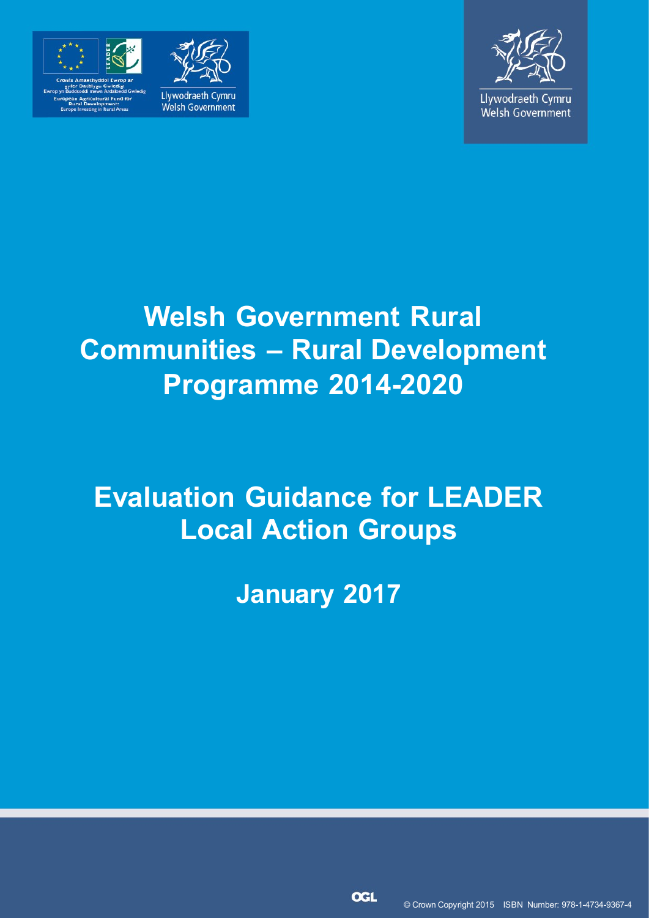Cronfa Amaethyddol Ewrop ar gyfer Datblygu Gwledig
Ewrop yn Buddsoddi mewn Ardaloedd Gwledig
European Agricultural Fund for Rural Development:
Europe Investing in Rural Areas

Llywodraeth Cymru
Welsh Government

Llywodraeth Cymru
Welsh Government

# Welsh Government Rural Communities – Rural Development Programme 2014-2020

# Evaluation Guidance for LEADER Local Action Groups

## January 2017

© Crown Copyright 2015 ISBN Number: 978-1-4734-9367-4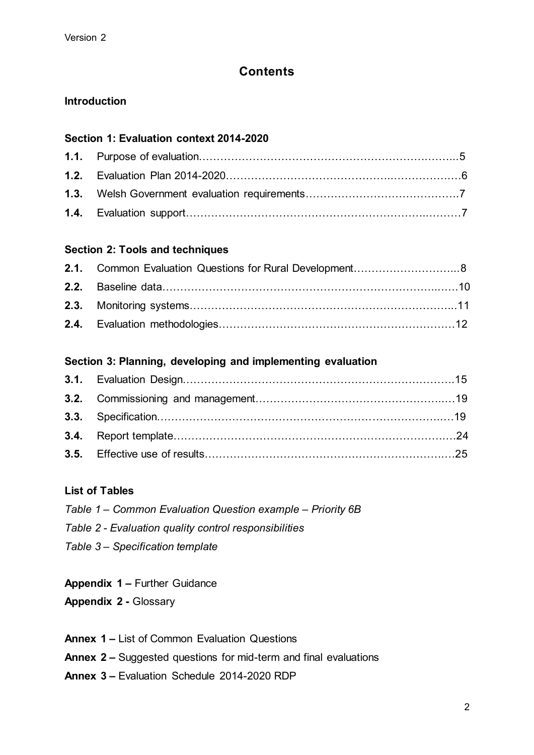# Contents

**Introduction**

**Section 1: Evaluation context 2014-2020**

**1.1.** Purpose of evaluation……………………………………………………………5
**1.2.** Evaluation Plan 2014-2020………………………………………………………6
**1.3.** Welsh Government evaluation requirements…………………………………….7
**1.4.** Evaluation support…………………………………………………………………7

**Section 2: Tools and techniques**

**2.1.** Common Evaluation Questions for Rural Development…………………………8
**2.2.** Baseline data………………………………………………………………………10
**2.3.** Monitoring systems…………………………………………………………………11
**2.4.** Evaluation methodologies…………………………………………………………12

**Section 3: Planning, developing and implementing evaluation**

**3.1.** Evaluation Design……………………………………………………………………15
**3.2.** Commissioning and management…………………………………………………19
**3.3.** Specification…………………………………………………………………………19
**3.4.** Report template………………………………………………………………………24
**3.5.** Effective use of results………………………………………………………………25

**List of Tables**

*Table 1 – Common Evaluation Question example – Priority 6B*

*Table 2 - Evaluation quality control responsibilities*

*Table 3 – Specification template*

**Appendix 1 –** Further Guidance
**Appendix 2 -** Glossary

**Annex 1 –** List of Common Evaluation Questions
**Annex 2 –** Suggested questions for mid-term and final evaluations
**Annex 3 –** Evaluation Schedule 2014-2020 RDP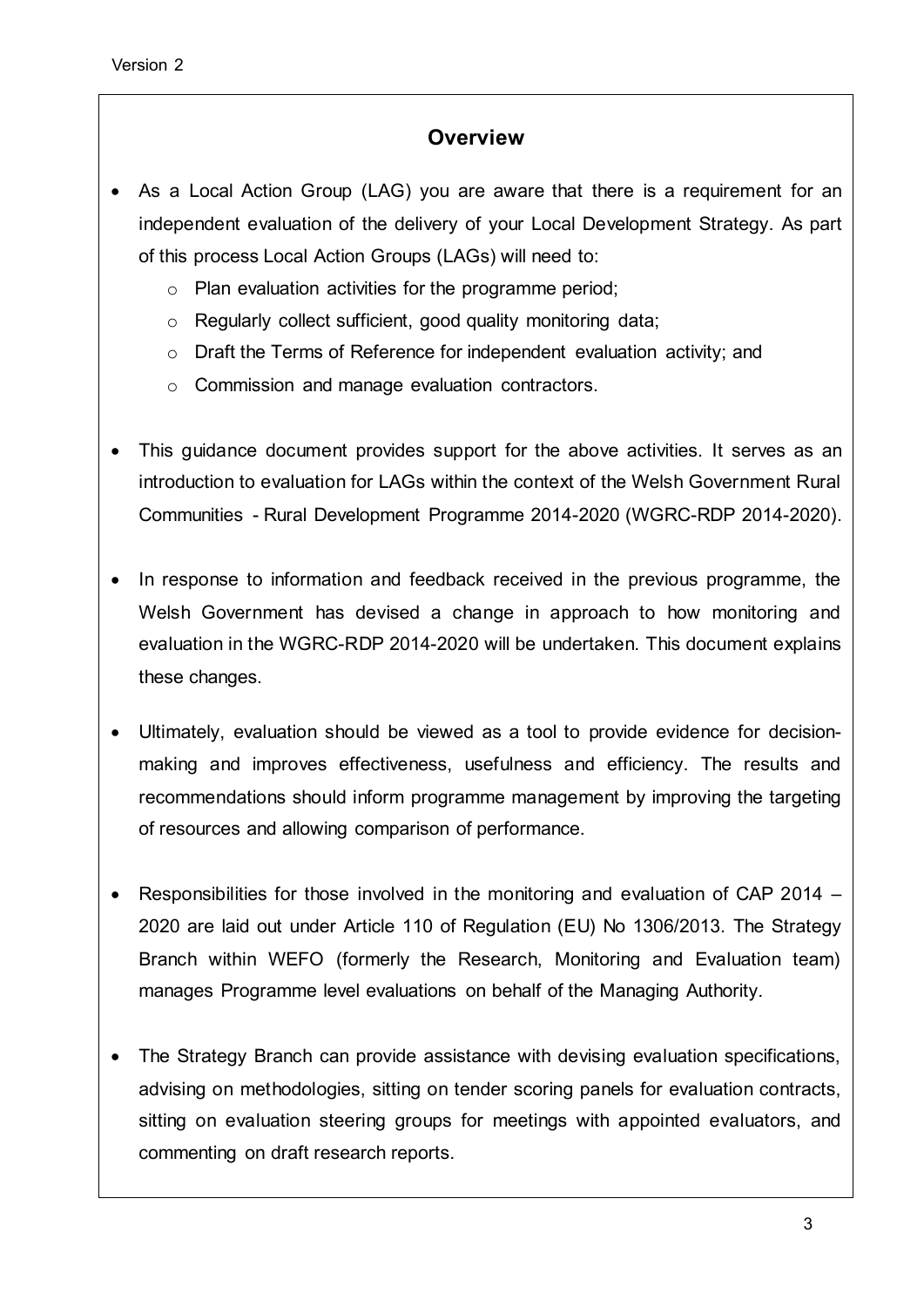## Overview

- As a Local Action Group (LAG) you are aware that there is a requirement for an independent evaluation of the delivery of your Local Development Strategy. As part of this process Local Action Groups (LAGs) will need to:
  - Plan evaluation activities for the programme period;
  - Regularly collect sufficient, good quality monitoring data;
  - Draft the Terms of Reference for independent evaluation activity; and
  - Commission and manage evaluation contractors.

- This guidance document provides support for the above activities. It serves as an introduction to evaluation for LAGs within the context of the Welsh Government Rural Communities - Rural Development Programme 2014-2020 (WGRC-RDP 2014-2020).

- In response to information and feedback received in the previous programme, the Welsh Government has devised a change in approach to how monitoring and evaluation in the WGRC-RDP 2014-2020 will be undertaken. This document explains these changes.

- Ultimately, evaluation should be viewed as a tool to provide evidence for decision-making and improves effectiveness, usefulness and efficiency. The results and recommendations should inform programme management by improving the targeting of resources and allowing comparison of performance.

- Responsibilities for those involved in the monitoring and evaluation of CAP 2014 – 2020 are laid out under Article 110 of Regulation (EU) No 1306/2013. The Strategy Branch within WEFO (formerly the Research, Monitoring and Evaluation team) manages Programme level evaluations on behalf of the Managing Authority.

- The Strategy Branch can provide assistance with devising evaluation specifications, advising on methodologies, sitting on tender scoring panels for evaluation contracts, sitting on evaluation steering groups for meetings with appointed evaluators, and commenting on draft research reports.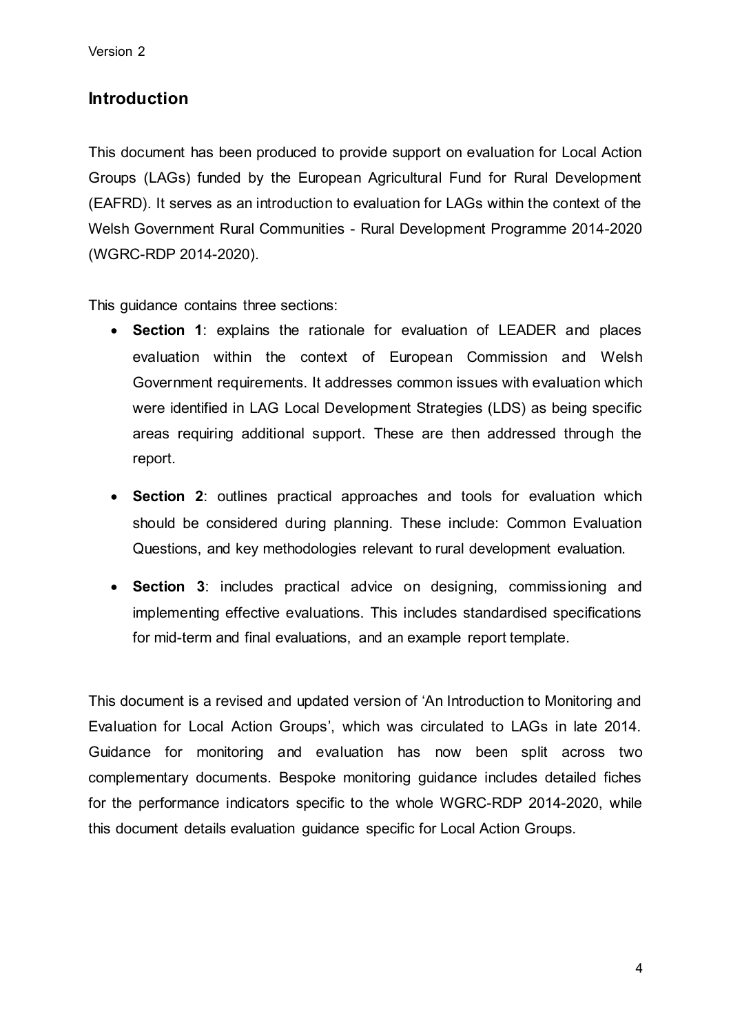## Introduction

This document has been produced to provide support on evaluation for Local Action Groups (LAGs) funded by the European Agricultural Fund for Rural Development (EAFRD). It serves as an introduction to evaluation for LAGs within the context of the Welsh Government Rural Communities - Rural Development Programme 2014-2020 (WGRC-RDP 2014-2020).

This guidance contains three sections:

- **Section 1**: explains the rationale for evaluation of LEADER and places evaluation within the context of European Commission and Welsh Government requirements. It addresses common issues with evaluation which were identified in LAG Local Development Strategies (LDS) as being specific areas requiring additional support. These are then addressed through the report.
- **Section 2**: outlines practical approaches and tools for evaluation which should be considered during planning. These include: Common Evaluation Questions, and key methodologies relevant to rural development evaluation.
- **Section 3**: includes practical advice on designing, commissioning and implementing effective evaluations. This includes standardised specifications for mid-term and final evaluations, and an example report template.

This document is a revised and updated version of 'An Introduction to Monitoring and Evaluation for Local Action Groups', which was circulated to LAGs in late 2014. Guidance for monitoring and evaluation has now been split across two complementary documents. Bespoke monitoring guidance includes detailed fiches for the performance indicators specific to the whole WGRC-RDP 2014-2020, while this document details evaluation guidance specific for Local Action Groups.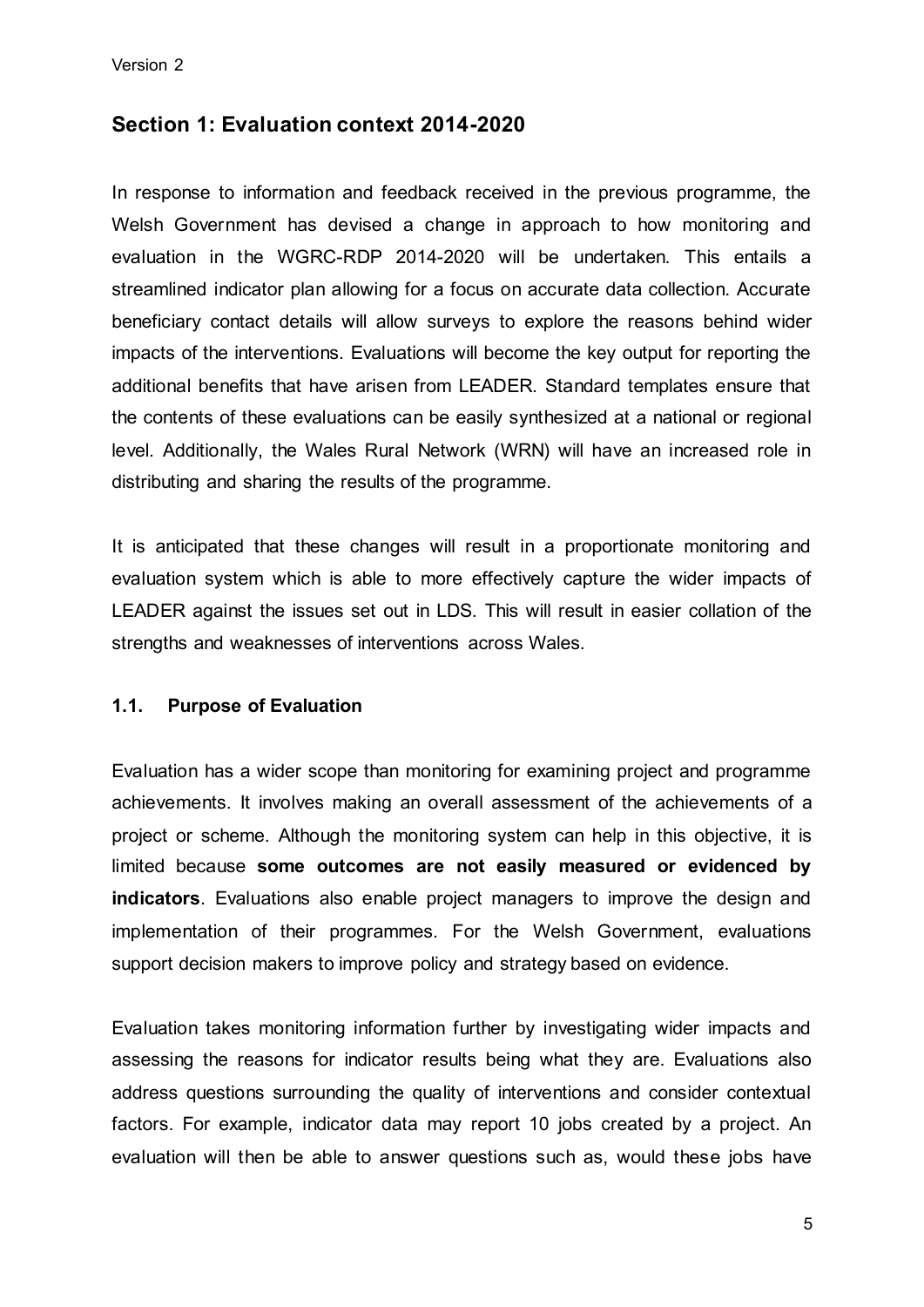## Section 1: Evaluation context 2014-2020

In response to information and feedback received in the previous programme, the Welsh Government has devised a change in approach to how monitoring and evaluation in the WGRC-RDP 2014-2020 will be undertaken. This entails a streamlined indicator plan allowing for a focus on accurate data collection. Accurate beneficiary contact details will allow surveys to explore the reasons behind wider impacts of the interventions. Evaluations will become the key output for reporting the additional benefits that have arisen from LEADER. Standard templates ensure that the contents of these evaluations can be easily synthesized at a national or regional level. Additionally, the Wales Rural Network (WRN) will have an increased role in distributing and sharing the results of the programme.

It is anticipated that these changes will result in a proportionate monitoring and evaluation system which is able to more effectively capture the wider impacts of LEADER against the issues set out in LDS. This will result in easier collation of the strengths and weaknesses of interventions across Wales.

### 1.1. Purpose of Evaluation

Evaluation has a wider scope than monitoring for examining project and programme achievements. It involves making an overall assessment of the achievements of a project or scheme. Although the monitoring system can help in this objective, it is limited because **some outcomes are not easily measured or evidenced by indicators**. Evaluations also enable project managers to improve the design and implementation of their programmes. For the Welsh Government, evaluations support decision makers to improve policy and strategy based on evidence.

Evaluation takes monitoring information further by investigating wider impacts and assessing the reasons for indicator results being what they are. Evaluations also address questions surrounding the quality of interventions and consider contextual factors. For example, indicator data may report 10 jobs created by a project. An evaluation will then be able to answer questions such as, would these jobs have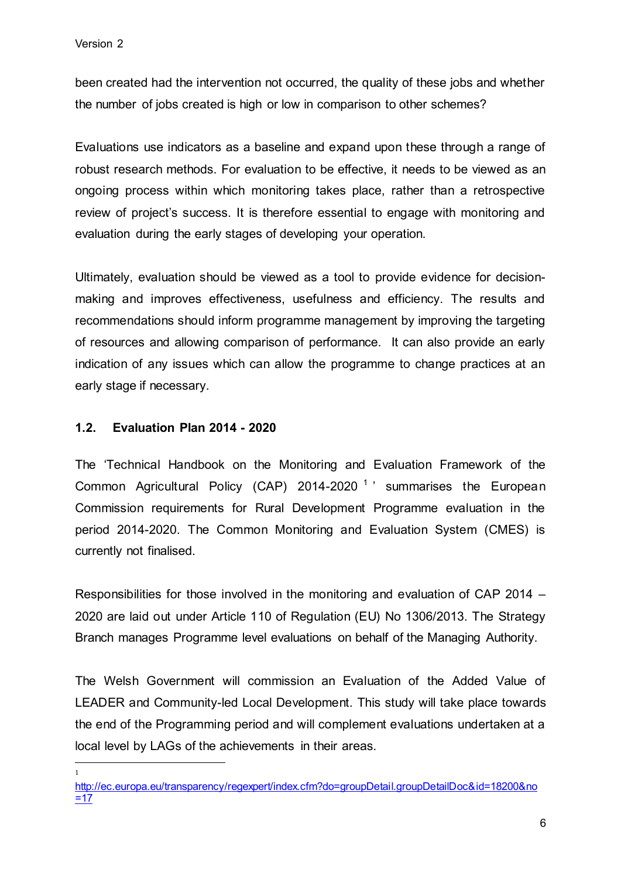been created had the intervention not occurred, the quality of these jobs and whether the number of jobs created is high or low in comparison to other schemes?

Evaluations use indicators as a baseline and expand upon these through a range of robust research methods. For evaluation to be effective, it needs to be viewed as an ongoing process within which monitoring takes place, rather than a retrospective review of project's success. It is therefore essential to engage with monitoring and evaluation during the early stages of developing your operation.

Ultimately, evaluation should be viewed as a tool to provide evidence for decision-making and improves effectiveness, usefulness and efficiency. The results and recommendations should inform programme management by improving the targeting of resources and allowing comparison of performance. It can also provide an early indication of any issues which can allow the programme to change practices at an early stage if necessary.

### 1.2. Evaluation Plan 2014 - 2020

The 'Technical Handbook on the Monitoring and Evaluation Framework of the Common Agricultural Policy (CAP) 2014-2020 [1]' summarises the European Commission requirements for Rural Development Programme evaluation in the period 2014-2020. The Common Monitoring and Evaluation System (CMES) is currently not finalised.

Responsibilities for those involved in the monitoring and evaluation of CAP 2014 – 2020 are laid out under Article 110 of Regulation (EU) No 1306/2013. The Strategy Branch manages Programme level evaluations on behalf of the Managing Authority.

The Welsh Government will commission an Evaluation of the Added Value of LEADER and Community-led Local Development. This study will take place towards the end of the Programming period and will complement evaluations undertaken at a local level by LAGs of the achievements in their areas.

---

[1] http://ec.europa.eu/transparency/regexpert/index.cfm?do=groupDetail.groupDetailDoc&id=18200&no=17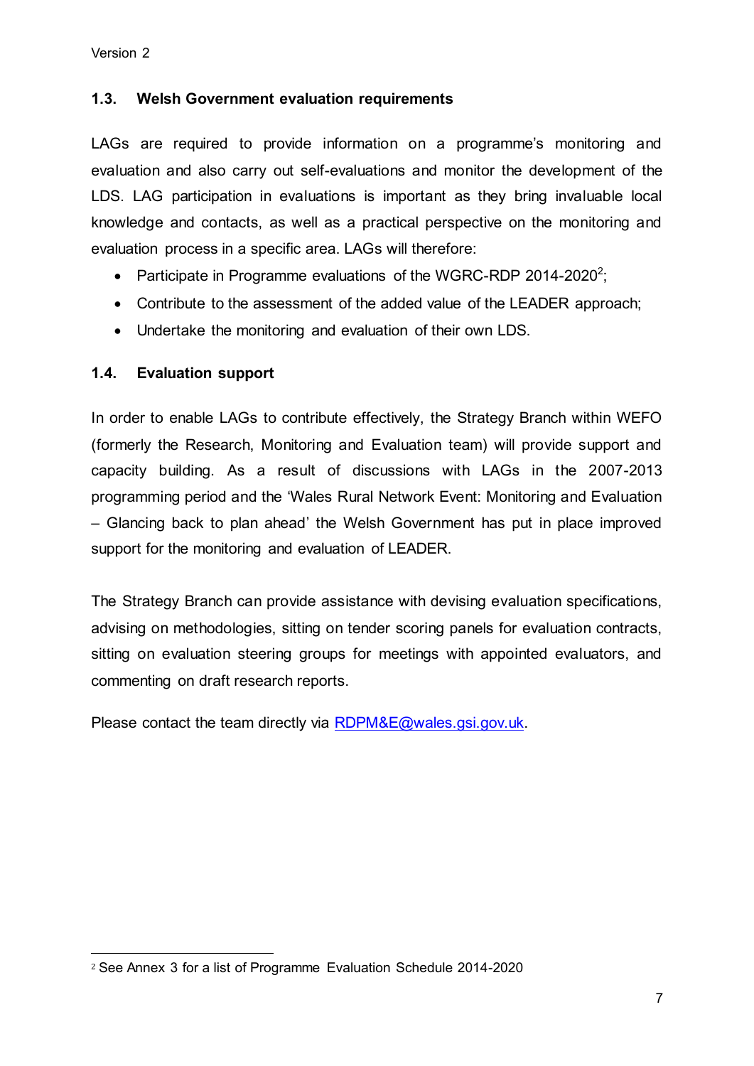### 1.3. Welsh Government evaluation requirements

LAGs are required to provide information on a programme's monitoring and evaluation and also carry out self-evaluations and monitor the development of the LDS. LAG participation in evaluations is important as they bring invaluable local knowledge and contacts, as well as a practical perspective on the monitoring and evaluation process in a specific area. LAGs will therefore:

- Participate in Programme evaluations of the WGRC-RDP 2014-2020[2];
- Contribute to the assessment of the added value of the LEADER approach;
- Undertake the monitoring and evaluation of their own LDS.

### 1.4. Evaluation support

In order to enable LAGs to contribute effectively, the Strategy Branch within WEFO (formerly the Research, Monitoring and Evaluation team) will provide support and capacity building. As a result of discussions with LAGs in the 2007-2013 programming period and the 'Wales Rural Network Event: Monitoring and Evaluation – Glancing back to plan ahead' the Welsh Government has put in place improved support for the monitoring and evaluation of LEADER.

The Strategy Branch can provide assistance with devising evaluation specifications, advising on methodologies, sitting on tender scoring panels for evaluation contracts, sitting on evaluation steering groups for meetings with appointed evaluators, and commenting on draft research reports.

Please contact the team directly via RDPM&E@wales.gsi.gov.uk.

[2] See Annex 3 for a list of Programme Evaluation Schedule 2014-2020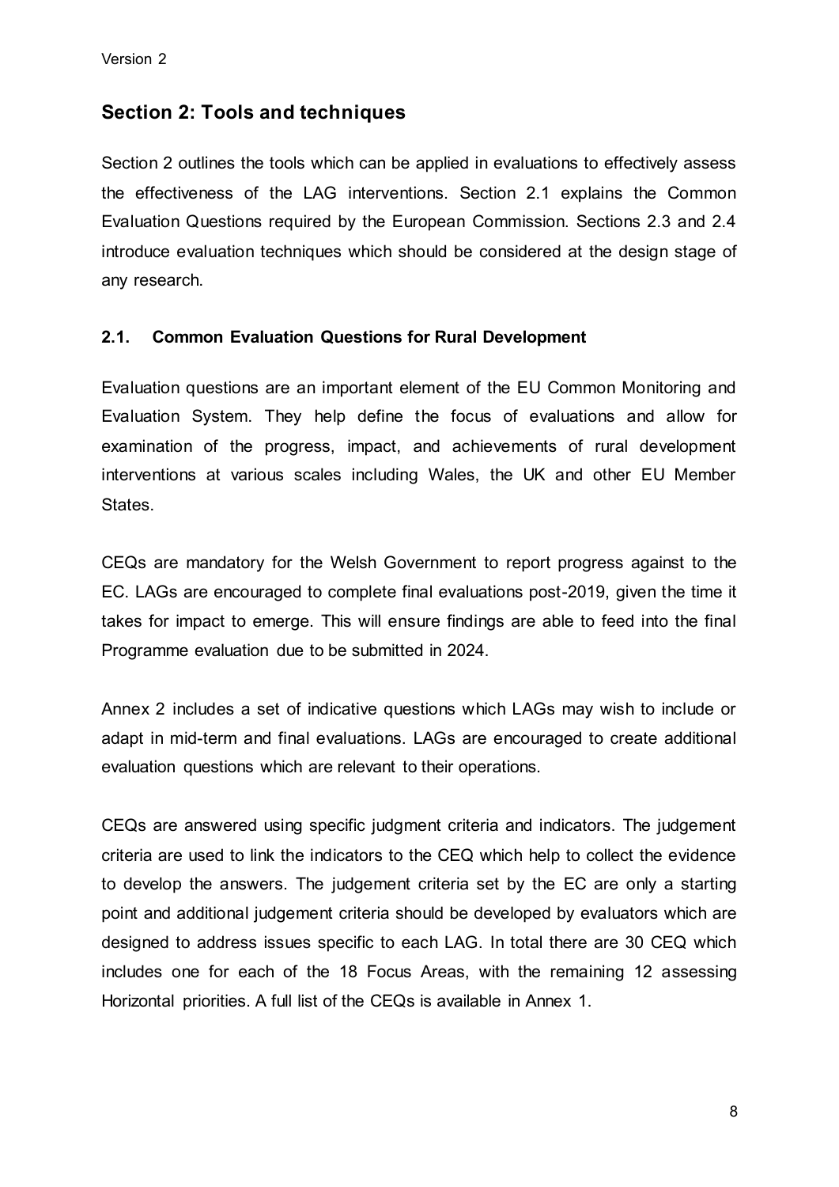## Section 2: Tools and techniques

Section 2 outlines the tools which can be applied in evaluations to effectively assess the effectiveness of the LAG interventions. Section 2.1 explains the Common Evaluation Questions required by the European Commission. Sections 2.3 and 2.4 introduce evaluation techniques which should be considered at the design stage of any research.

### 2.1. Common Evaluation Questions for Rural Development

Evaluation questions are an important element of the EU Common Monitoring and Evaluation System. They help define the focus of evaluations and allow for examination of the progress, impact, and achievements of rural development interventions at various scales including Wales, the UK and other EU Member States.

CEQs are mandatory for the Welsh Government to report progress against to the EC. LAGs are encouraged to complete final evaluations post-2019, given the time it takes for impact to emerge. This will ensure findings are able to feed into the final Programme evaluation due to be submitted in 2024.

Annex 2 includes a set of indicative questions which LAGs may wish to include or adapt in mid-term and final evaluations. LAGs are encouraged to create additional evaluation questions which are relevant to their operations.

CEQs are answered using specific judgment criteria and indicators. The judgement criteria are used to link the indicators to the CEQ which help to collect the evidence to develop the answers. The judgement criteria set by the EC are only a starting point and additional judgement criteria should be developed by evaluators which are designed to address issues specific to each LAG. In total there are 30 CEQ which includes one for each of the 18 Focus Areas, with the remaining 12 assessing Horizontal priorities. A full list of the CEQs is available in Annex 1.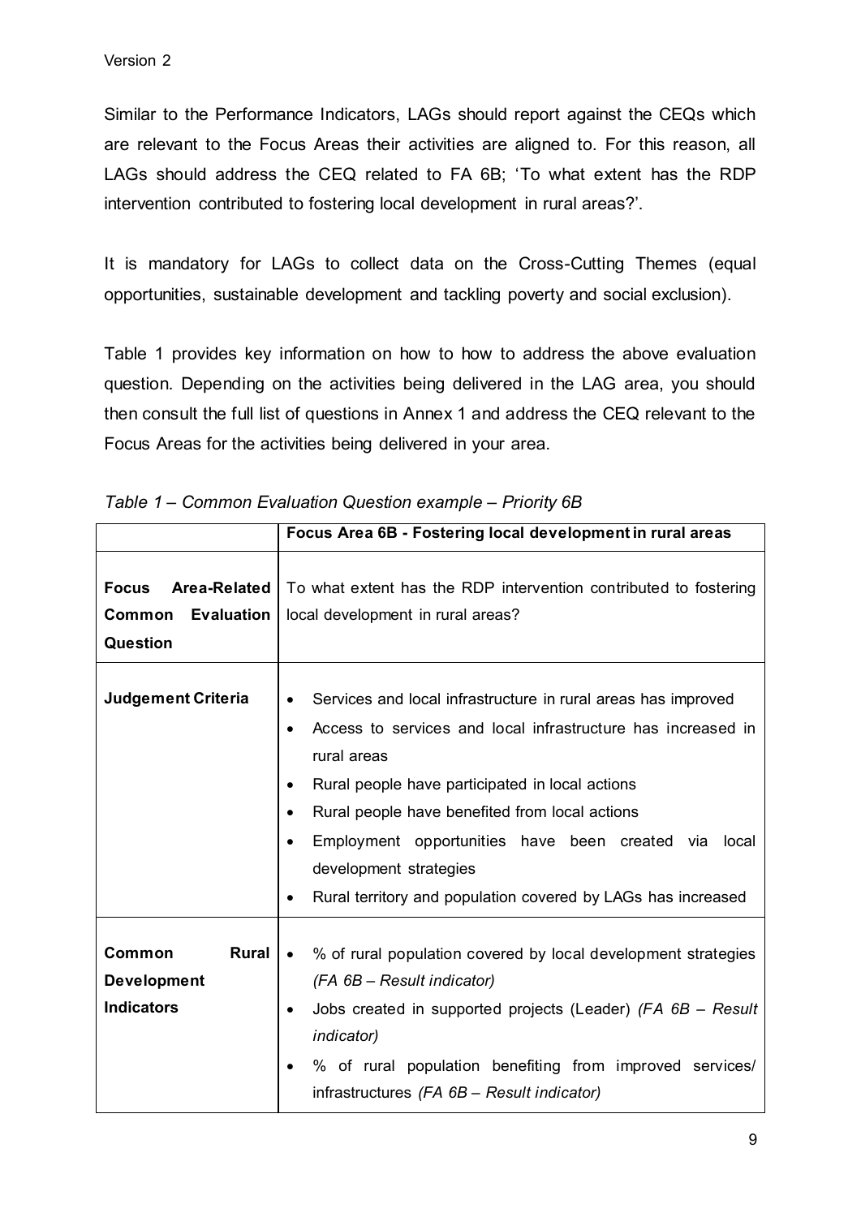Similar to the Performance Indicators, LAGs should report against the CEQs which are relevant to the Focus Areas their activities are aligned to. For this reason, all LAGs should address the CEQ related to FA 6B; 'To what extent has the RDP intervention contributed to fostering local development in rural areas?'.

It is mandatory for LAGs to collect data on the Cross-Cutting Themes (equal opportunities, sustainable development and tackling poverty and social exclusion).

Table 1 provides key information on how to how to address the above evaluation question. Depending on the activities being delivered in the LAG area, you should then consult the full list of questions in Annex 1 and address the CEQ relevant to the Focus Areas for the activities being delivered in your area.

*Table 1 – Common Evaluation Question example – Priority 6B*

| | **Focus Area 6B - Fostering local development in rural areas** |
|---|---|
| **Focus Area-Related Common Evaluation Question** | To what extent has the RDP intervention contributed to fostering local development in rural areas? |
| **Judgement Criteria** | • Services and local infrastructure in rural areas has improved<br>• Access to services and local infrastructure has increased in rural areas<br>• Rural people have participated in local actions<br>• Rural people have benefited from local actions<br>• Employment opportunities have been created via local development strategies<br>• Rural territory and population covered by LAGs has increased |
| **Common Rural Development Indicators** | • % of rural population covered by local development strategies *(FA 6B – Result indicator)*<br>• Jobs created in supported projects (Leader) *(FA 6B – Result indicator)*<br>• % of rural population benefiting from improved services/ infrastructures *(FA 6B – Result indicator)* |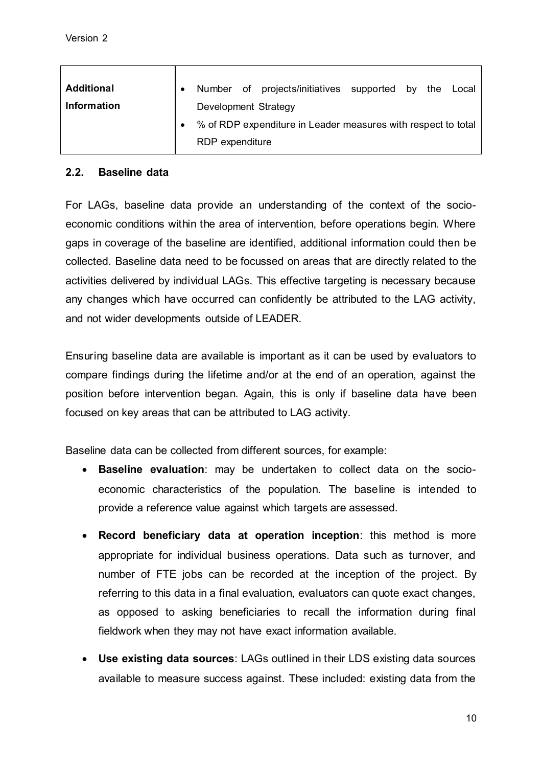| **Additional Information** | • Number of projects/initiatives supported by the Local Development Strategy<br>• % of RDP expenditure in Leader measures with respect to total RDP expenditure |
|---|---|

### 2.2. Baseline data

For LAGs, baseline data provide an understanding of the context of the socio-economic conditions within the area of intervention, before operations begin. Where gaps in coverage of the baseline are identified, additional information could then be collected. Baseline data need to be focussed on areas that are directly related to the activities delivered by individual LAGs. This effective targeting is necessary because any changes which have occurred can confidently be attributed to the LAG activity, and not wider developments outside of LEADER.

Ensuring baseline data are available is important as it can be used by evaluators to compare findings during the lifetime and/or at the end of an operation, against the position before intervention began. Again, this is only if baseline data have been focused on key areas that can be attributed to LAG activity.

Baseline data can be collected from different sources, for example:

- **Baseline evaluation**: may be undertaken to collect data on the socio-economic characteristics of the population. The baseline is intended to provide a reference value against which targets are assessed.
- **Record beneficiary data at operation inception**: this method is more appropriate for individual business operations. Data such as turnover, and number of FTE jobs can be recorded at the inception of the project. By referring to this data in a final evaluation, evaluators can quote exact changes, as opposed to asking beneficiaries to recall the information during final fieldwork when they may not have exact information available.
- **Use existing data sources**: LAGs outlined in their LDS existing data sources available to measure success against. These included: existing data from the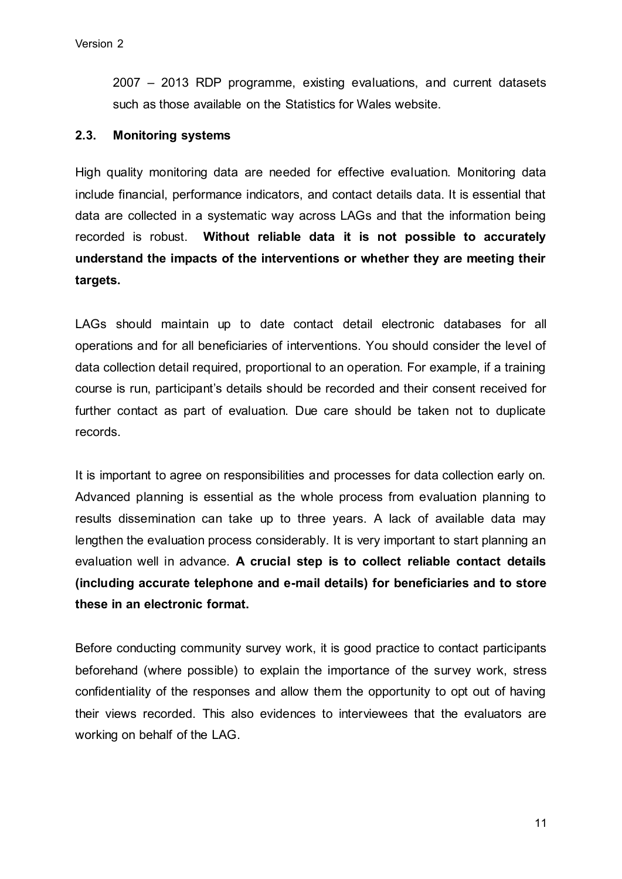2007 – 2013 RDP programme, existing evaluations, and current datasets such as those available on the Statistics for Wales website.

### 2.3. Monitoring systems

High quality monitoring data are needed for effective evaluation. Monitoring data include financial, performance indicators, and contact details data. It is essential that data are collected in a systematic way across LAGs and that the information being recorded is robust. **Without reliable data it is not possible to accurately understand the impacts of the interventions or whether they are meeting their targets.**

LAGs should maintain up to date contact detail electronic databases for all operations and for all beneficiaries of interventions. You should consider the level of data collection detail required, proportional to an operation. For example, if a training course is run, participant's details should be recorded and their consent received for further contact as part of evaluation. Due care should be taken not to duplicate records.

It is important to agree on responsibilities and processes for data collection early on. Advanced planning is essential as the whole process from evaluation planning to results dissemination can take up to three years. A lack of available data may lengthen the evaluation process considerably. It is very important to start planning an evaluation well in advance. **A crucial step is to collect reliable contact details (including accurate telephone and e-mail details) for beneficiaries and to store these in an electronic format.**

Before conducting community survey work, it is good practice to contact participants beforehand (where possible) to explain the importance of the survey work, stress confidentiality of the responses and allow them the opportunity to opt out of having their views recorded. This also evidences to interviewees that the evaluators are working on behalf of the LAG.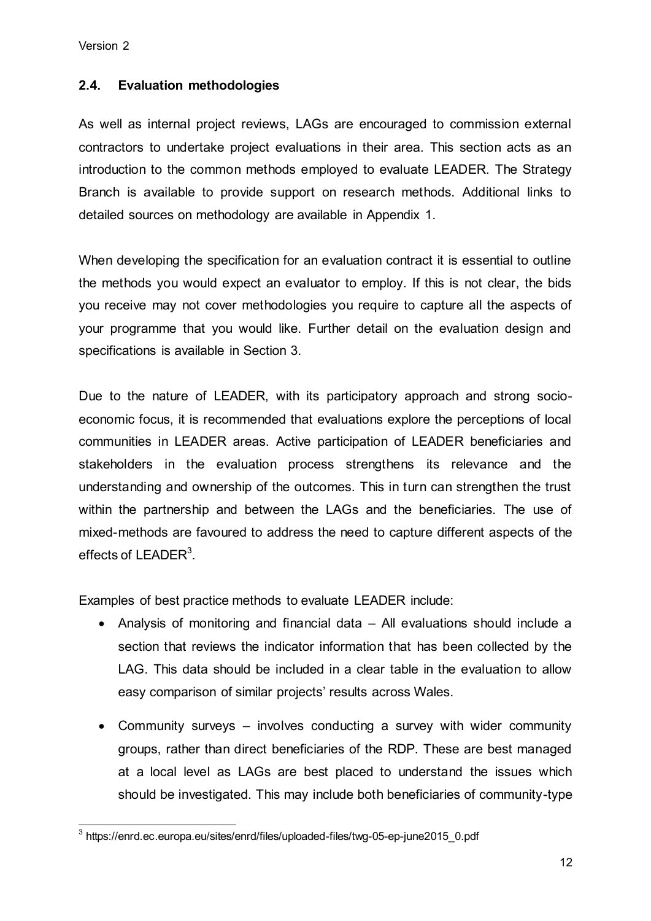## 2.4. Evaluation methodologies

As well as internal project reviews, LAGs are encouraged to commission external contractors to undertake project evaluations in their area. This section acts as an introduction to the common methods employed to evaluate LEADER. The Strategy Branch is available to provide support on research methods. Additional links to detailed sources on methodology are available in Appendix 1.

When developing the specification for an evaluation contract it is essential to outline the methods you would expect an evaluator to employ. If this is not clear, the bids you receive may not cover methodologies you require to capture all the aspects of your programme that you would like. Further detail on the evaluation design and specifications is available in Section 3.

Due to the nature of LEADER, with its participatory approach and strong socio-economic focus, it is recommended that evaluations explore the perceptions of local communities in LEADER areas. Active participation of LEADER beneficiaries and stakeholders in the evaluation process strengthens its relevance and the understanding and ownership of the outcomes. This in turn can strengthen the trust within the partnership and between the LAGs and the beneficiaries. The use of mixed-methods are favoured to address the need to capture different aspects of the effects of LEADER[3].

Examples of best practice methods to evaluate LEADER include:

- Analysis of monitoring and financial data – All evaluations should include a section that reviews the indicator information that has been collected by the LAG. This data should be included in a clear table in the evaluation to allow easy comparison of similar projects' results across Wales.
- Community surveys – involves conducting a survey with wider community groups, rather than direct beneficiaries of the RDP. These are best managed at a local level as LAGs are best placed to understand the issues which should be investigated. This may include both beneficiaries of community-type

[3] https://enrd.ec.europa.eu/sites/enrd/files/uploaded-files/twg-05-ep-june2015_0.pdf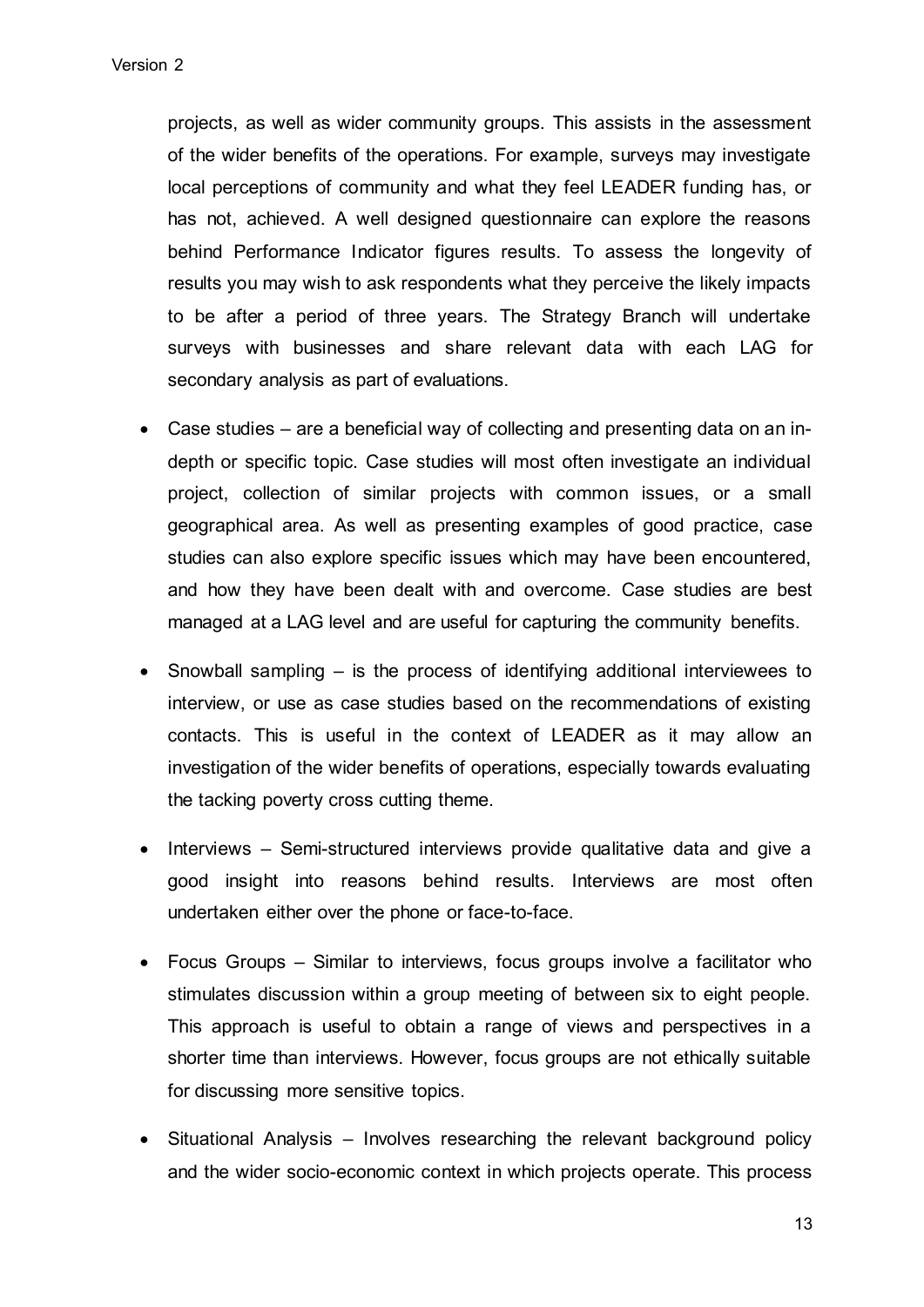projects, as well as wider community groups. This assists in the assessment of the wider benefits of the operations. For example, surveys may investigate local perceptions of community and what they feel LEADER funding has, or has not, achieved. A well designed questionnaire can explore the reasons behind Performance Indicator figures results. To assess the longevity of results you may wish to ask respondents what they perceive the likely impacts to be after a period of three years. The Strategy Branch will undertake surveys with businesses and share relevant data with each LAG for secondary analysis as part of evaluations.

- Case studies – are a beneficial way of collecting and presenting data on an in-depth or specific topic. Case studies will most often investigate an individual project, collection of similar projects with common issues, or a small geographical area. As well as presenting examples of good practice, case studies can also explore specific issues which may have been encountered, and how they have been dealt with and overcome. Case studies are best managed at a LAG level and are useful for capturing the community benefits.

- Snowball sampling – is the process of identifying additional interviewees to interview, or use as case studies based on the recommendations of existing contacts. This is useful in the context of LEADER as it may allow an investigation of the wider benefits of operations, especially towards evaluating the tacking poverty cross cutting theme.

- Interviews – Semi-structured interviews provide qualitative data and give a good insight into reasons behind results. Interviews are most often undertaken either over the phone or face-to-face.

- Focus Groups – Similar to interviews, focus groups involve a facilitator who stimulates discussion within a group meeting of between six to eight people. This approach is useful to obtain a range of views and perspectives in a shorter time than interviews. However, focus groups are not ethically suitable for discussing more sensitive topics.

- Situational Analysis – Involves researching the relevant background policy and the wider socio-economic context in which projects operate. This process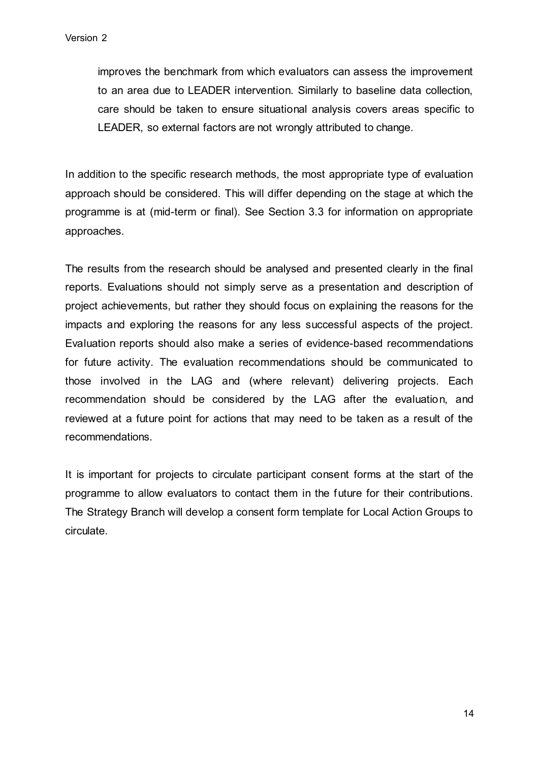improves the benchmark from which evaluators can assess the improvement to an area due to LEADER intervention. Similarly to baseline data collection, care should be taken to ensure situational analysis covers areas specific to LEADER, so external factors are not wrongly attributed to change.

In addition to the specific research methods, the most appropriate type of evaluation approach should be considered. This will differ depending on the stage at which the programme is at (mid-term or final). See Section 3.3 for information on appropriate approaches.

The results from the research should be analysed and presented clearly in the final reports. Evaluations should not simply serve as a presentation and description of project achievements, but rather they should focus on explaining the reasons for the impacts and exploring the reasons for any less successful aspects of the project. Evaluation reports should also make a series of evidence-based recommendations for future activity. The evaluation recommendations should be communicated to those involved in the LAG and (where relevant) delivering projects. Each recommendation should be considered by the LAG after the evaluation, and reviewed at a future point for actions that may need to be taken as a result of the recommendations.

It is important for projects to circulate participant consent forms at the start of the programme to allow evaluators to contact them in the future for their contributions. The Strategy Branch will develop a consent form template for Local Action Groups to circulate.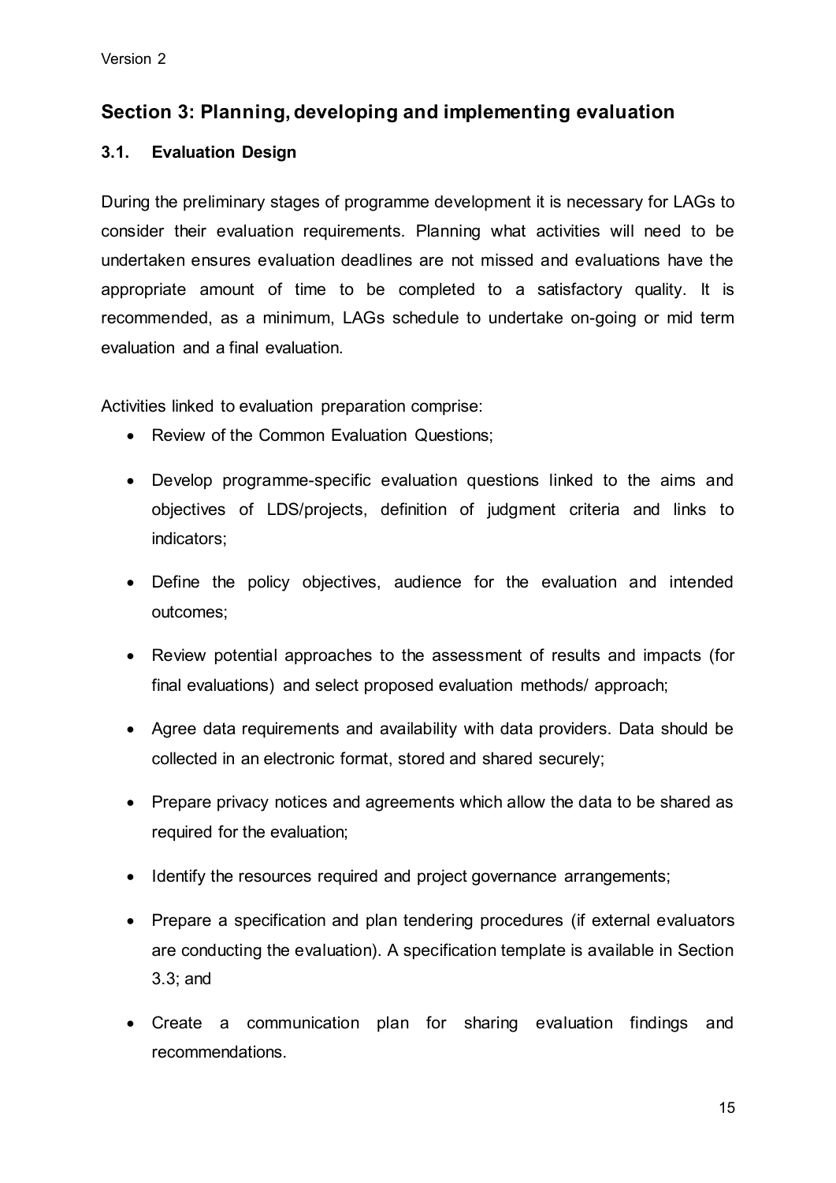## Section 3: Planning, developing and implementing evaluation

### 3.1. Evaluation Design

During the preliminary stages of programme development it is necessary for LAGs to consider their evaluation requirements. Planning what activities will need to be undertaken ensures evaluation deadlines are not missed and evaluations have the appropriate amount of time to be completed to a satisfactory quality. It is recommended, as a minimum, LAGs schedule to undertake on-going or mid term evaluation and a final evaluation.

Activities linked to evaluation preparation comprise:

- Review of the Common Evaluation Questions;
- Develop programme-specific evaluation questions linked to the aims and objectives of LDS/projects, definition of judgment criteria and links to indicators;
- Define the policy objectives, audience for the evaluation and intended outcomes;
- Review potential approaches to the assessment of results and impacts (for final evaluations) and select proposed evaluation methods/ approach;
- Agree data requirements and availability with data providers. Data should be collected in an electronic format, stored and shared securely;
- Prepare privacy notices and agreements which allow the data to be shared as required for the evaluation;
- Identify the resources required and project governance arrangements;
- Prepare a specification and plan tendering procedures (if external evaluators are conducting the evaluation). A specification template is available in Section 3.3; and
- Create a communication plan for sharing evaluation findings and recommendations.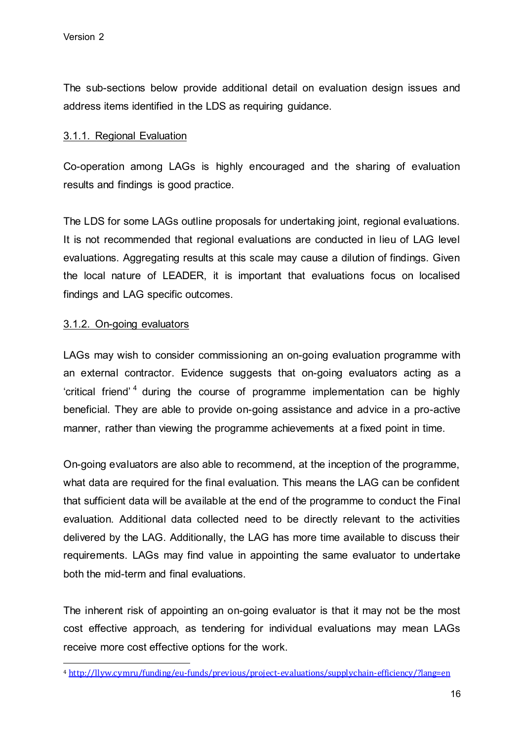The sub-sections below provide additional detail on evaluation design issues and address items identified in the LDS as requiring guidance.

#### 3.1.1. Regional Evaluation

Co-operation among LAGs is highly encouraged and the sharing of evaluation results and findings is good practice.

The LDS for some LAGs outline proposals for undertaking joint, regional evaluations. It is not recommended that regional evaluations are conducted in lieu of LAG level evaluations. Aggregating results at this scale may cause a dilution of findings. Given the local nature of LEADER, it is important that evaluations focus on localised findings and LAG specific outcomes.

#### 3.1.2. On-going evaluators

LAGs may wish to consider commissioning an on-going evaluation programme with an external contractor. Evidence suggests that on-going evaluators acting as a 'critical friend'[4] during the course of programme implementation can be highly beneficial. They are able to provide on-going assistance and advice in a pro-active manner, rather than viewing the programme achievements at a fixed point in time.

On-going evaluators are also able to recommend, at the inception of the programme, what data are required for the final evaluation. This means the LAG can be confident that sufficient data will be available at the end of the programme to conduct the Final evaluation. Additional data collected need to be directly relevant to the activities delivered by the LAG. Additionally, the LAG has more time available to discuss their requirements. LAGs may find value in appointing the same evaluator to undertake both the mid-term and final evaluations.

The inherent risk of appointing an on-going evaluator is that it may not be the most cost effective approach, as tendering for individual evaluations may mean LAGs receive more cost effective options for the work.

---

[4] http://llyw.cymru/funding/eu-funds/previous/project-evaluations/supplychain-efficiency/?lang=en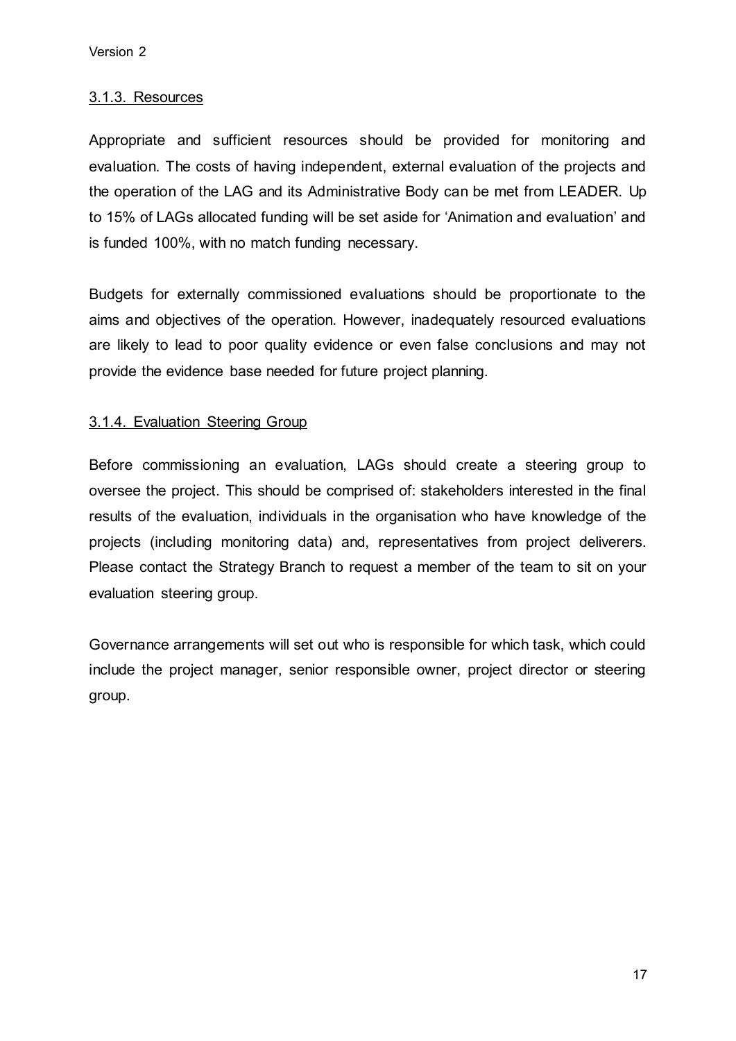### 3.1.3. Resources

Appropriate and sufficient resources should be provided for monitoring and evaluation. The costs of having independent, external evaluation of the projects and the operation of the LAG and its Administrative Body can be met from LEADER. Up to 15% of LAGs allocated funding will be set aside for 'Animation and evaluation' and is funded 100%, with no match funding necessary.

Budgets for externally commissioned evaluations should be proportionate to the aims and objectives of the operation. However, inadequately resourced evaluations are likely to lead to poor quality evidence or even false conclusions and may not provide the evidence base needed for future project planning.

### 3.1.4. Evaluation Steering Group

Before commissioning an evaluation, LAGs should create a steering group to oversee the project. This should be comprised of: stakeholders interested in the final results of the evaluation, individuals in the organisation who have knowledge of the projects (including monitoring data) and, representatives from project deliverers. Please contact the Strategy Branch to request a member of the team to sit on your evaluation steering group.

Governance arrangements will set out who is responsible for which task, which could include the project manager, senior responsible owner, project director or steering group.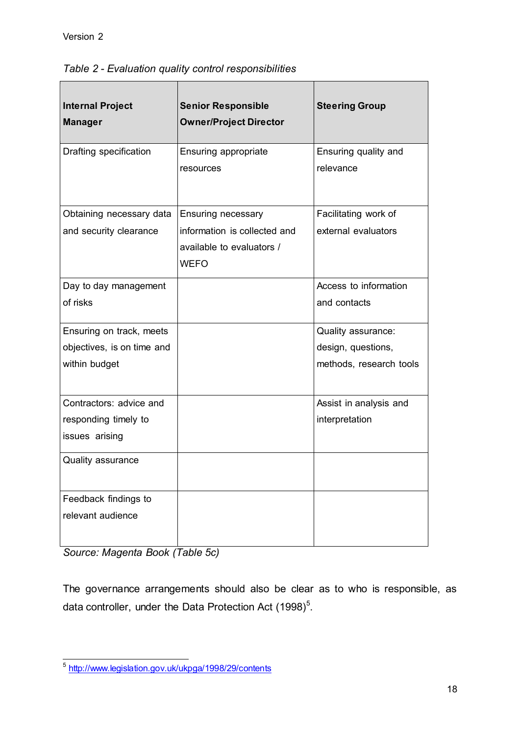*Table 2 - Evaluation quality control responsibilities*

| Internal Project Manager | Senior Responsible Owner/Project Director | Steering Group |
| --- | --- | --- |
| Drafting specification | Ensuring appropriate resources | Ensuring quality and relevance |
| Obtaining necessary data and security clearance | Ensuring necessary information is collected and available to evaluators / WEFO | Facilitating work of external evaluators |
| Day to day management of risks | | Access to information and contacts |
| Ensuring on track, meets objectives, is on time and within budget | | Quality assurance: design, questions, methods, research tools |
| Contractors: advice and responding timely to issues arising | | Assist in analysis and interpretation |
| Quality assurance | | |
| Feedback findings to relevant audience | | |

*Source: Magenta Book (Table 5c)*

The governance arrangements should also be clear as to who is responsible, as data controller, under the Data Protection Act (1998)[5].

[5] http://www.legislation.gov.uk/ukpga/1998/29/contents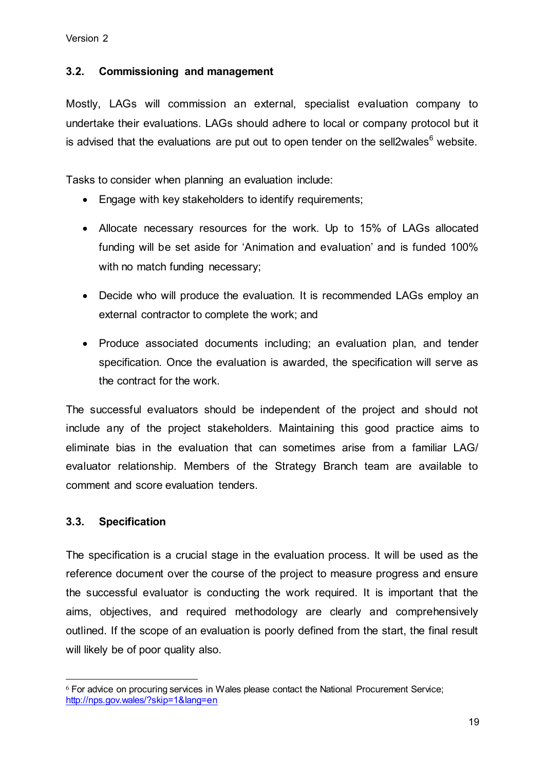### 3.2. Commissioning and management

Mostly, LAGs will commission an external, specialist evaluation company to undertake their evaluations. LAGs should adhere to local or company protocol but it is advised that the evaluations are put out to open tender on the sell2wales[6] website.

Tasks to consider when planning an evaluation include:

- Engage with key stakeholders to identify requirements;
- Allocate necessary resources for the work. Up to 15% of LAGs allocated funding will be set aside for 'Animation and evaluation' and is funded 100% with no match funding necessary;
- Decide who will produce the evaluation. It is recommended LAGs employ an external contractor to complete the work; and
- Produce associated documents including; an evaluation plan, and tender specification. Once the evaluation is awarded, the specification will serve as the contract for the work.

The successful evaluators should be independent of the project and should not include any of the project stakeholders. Maintaining this good practice aims to eliminate bias in the evaluation that can sometimes arise from a familiar LAG/ evaluator relationship. Members of the Strategy Branch team are available to comment and score evaluation tenders.

### 3.3. Specification

The specification is a crucial stage in the evaluation process. It will be used as the reference document over the course of the project to measure progress and ensure the successful evaluator is conducting the work required. It is important that the aims, objectives, and required methodology are clearly and comprehensively outlined. If the scope of an evaluation is poorly defined from the start, the final result will likely be of poor quality also.

[6] For advice on procuring services in Wales please contact the National Procurement Service; http://nps.gov.wales/?skip=1&lang=en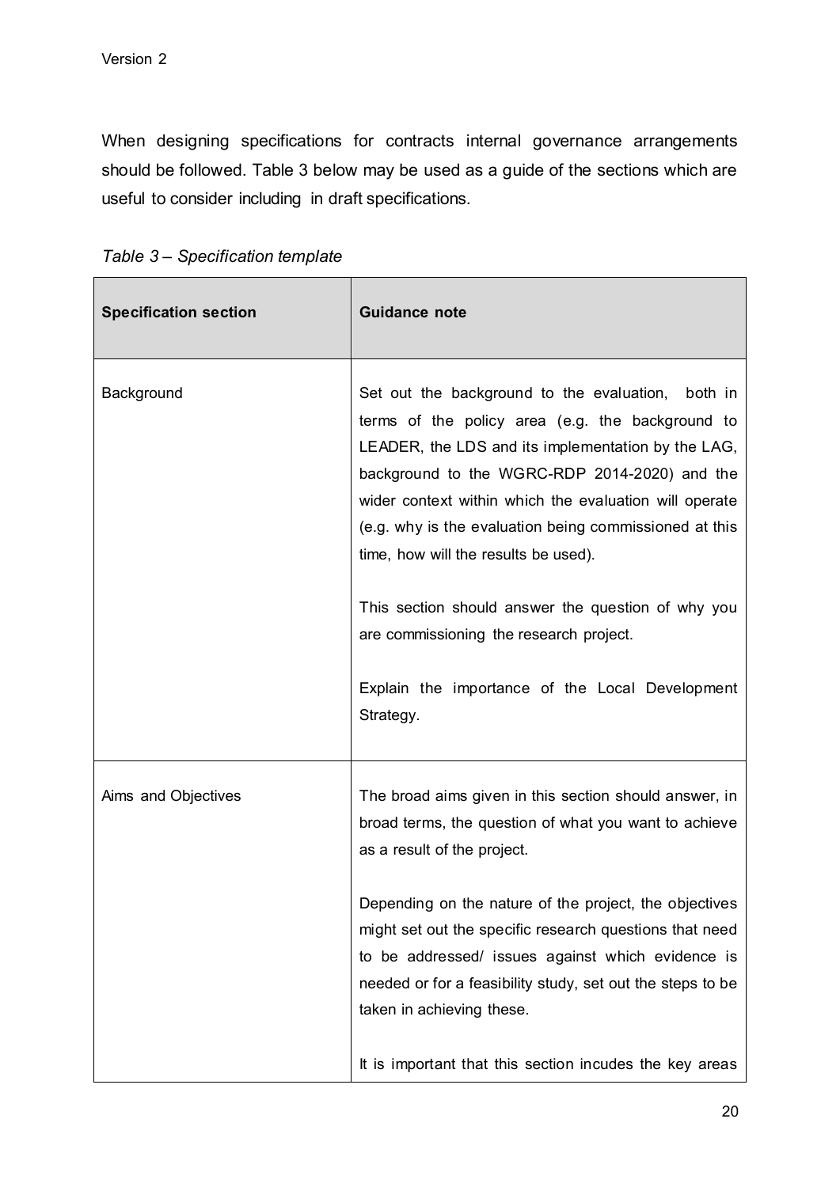When designing specifications for contracts internal governance arrangements should be followed. Table 3 below may be used as a guide of the sections which are useful to consider including in draft specifications.

*Table 3 – Specification template*

| **Specification section** | **Guidance note** |
|---|---|
| Background | Set out the background to the evaluation, both in terms of the policy area (e.g. the background to LEADER, the LDS and its implementation by the LAG, background to the WGRC-RDP 2014-2020) and the wider context within which the evaluation will operate (e.g. why is the evaluation being commissioned at this time, how will the results be used).<br><br>This section should answer the question of why you are commissioning the research project.<br><br>Explain the importance of the Local Development Strategy. |
| Aims and Objectives | The broad aims given in this section should answer, in broad terms, the question of what you want to achieve as a result of the project.<br><br>Depending on the nature of the project, the objectives might set out the specific research questions that need to be addressed/ issues against which evidence is needed or for a feasibility study, set out the steps to be taken in achieving these.<br><br>It is important that this section incudes the key areas |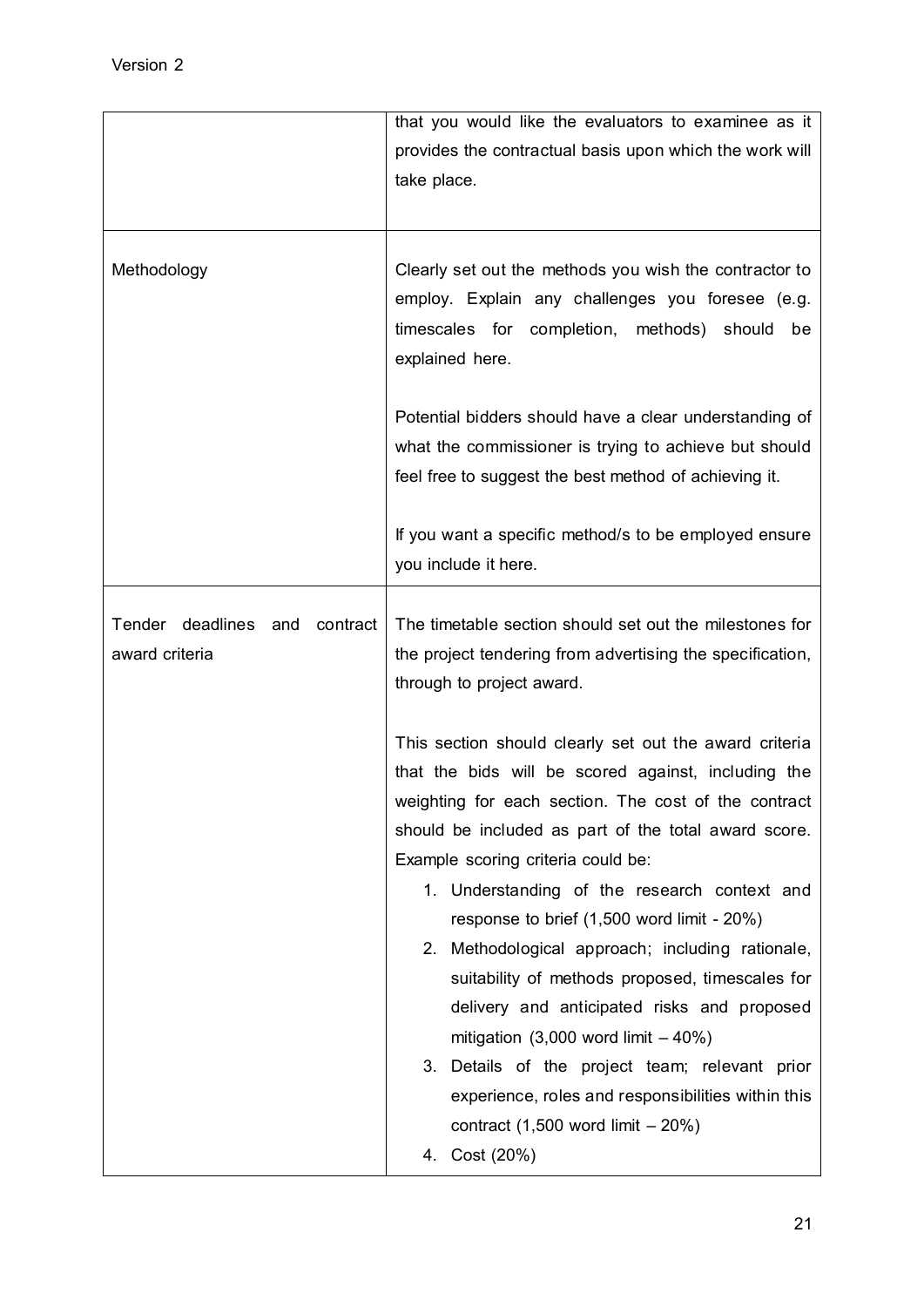| | |
|---|---|
| | that you would like the evaluators to examinee as it provides the contractual basis upon which the work will take place. |
| Methodology | Clearly set out the methods you wish the contractor to employ. Explain any challenges you foresee (e.g. timescales for completion, methods) should be explained here.<br><br>Potential bidders should have a clear understanding of what the commissioner is trying to achieve but should feel free to suggest the best method of achieving it.<br><br>If you want a specific method/s to be employed ensure you include it here. |
| Tender deadlines and contract award criteria | The timetable section should set out the milestones for the project tendering from advertising the specification, through to project award.<br><br>This section should clearly set out the award criteria that the bids will be scored against, including the weighting for each section. The cost of the contract should be included as part of the total award score. Example scoring criteria could be:<br>1. Understanding of the research context and response to brief (1,500 word limit - 20%)<br>2. Methodological approach; including rationale, suitability of methods proposed, timescales for delivery and anticipated risks and proposed mitigation (3,000 word limit – 40%)<br>3. Details of the project team; relevant prior experience, roles and responsibilities within this contract (1,500 word limit – 20%)<br>4. Cost (20%) |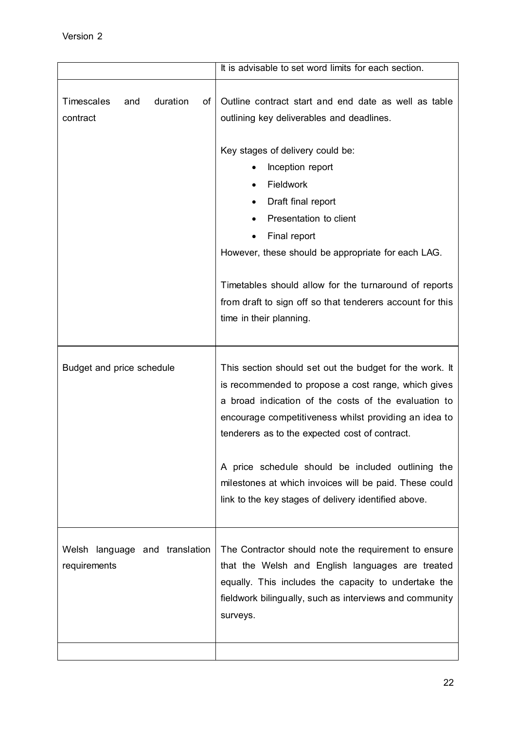| | |
|---|---|
| | It is advisable to set word limits for each section. |
| Timescales and duration of contract | Outline contract start and end date as well as table outlining key deliverables and deadlines.<br><br>Key stages of delivery could be:<br>• Inception report<br>• Fieldwork<br>• Draft final report<br>• Presentation to client<br>• Final report<br>However, these should be appropriate for each LAG.<br><br>Timetables should allow for the turnaround of reports from draft to sign off so that tenderers account for this time in their planning. |
| Budget and price schedule | This section should set out the budget for the work. It is recommended to propose a cost range, which gives a broad indication of the costs of the evaluation to encourage competitiveness whilst providing an idea to tenderers as to the expected cost of contract.<br><br>A price schedule should be included outlining the milestones at which invoices will be paid. These could link to the key stages of delivery identified above. |
| Welsh language and translation requirements | The Contractor should note the requirement to ensure that the Welsh and English languages are treated equally. This includes the capacity to undertake the fieldwork bilingually, such as interviews and community surveys. |
| | |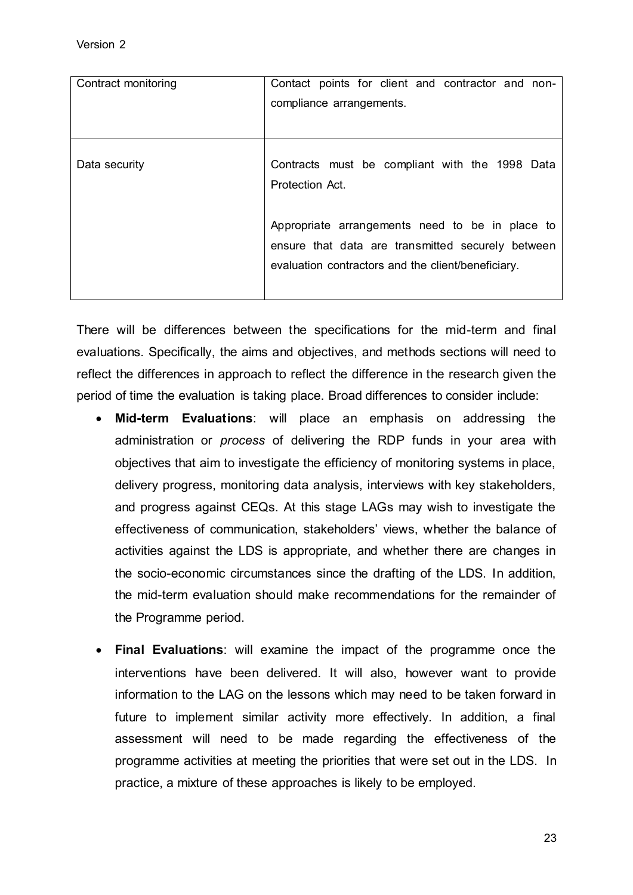| | |
|---|---|
| Contract monitoring | Contact points for client and contractor and non-compliance arrangements. |
| Data security | Contracts must be compliant with the 1998 Data Protection Act.<br><br>Appropriate arrangements need to be in place to ensure that data are transmitted securely between evaluation contractors and the client/beneficiary. |

There will be differences between the specifications for the mid-term and final evaluations. Specifically, the aims and objectives, and methods sections will need to reflect the differences in approach to reflect the difference in the research given the period of time the evaluation is taking place. Broad differences to consider include:

- **Mid-term Evaluations**: will place an emphasis on addressing the administration or *process* of delivering the RDP funds in your area with objectives that aim to investigate the efficiency of monitoring systems in place, delivery progress, monitoring data analysis, interviews with key stakeholders, and progress against CEQs. At this stage LAGs may wish to investigate the effectiveness of communication, stakeholders' views, whether the balance of activities against the LDS is appropriate, and whether there are changes in the socio-economic circumstances since the drafting of the LDS. In addition, the mid-term evaluation should make recommendations for the remainder of the Programme period.

- **Final Evaluations**: will examine the impact of the programme once the interventions have been delivered. It will also, however want to provide information to the LAG on the lessons which may need to be taken forward in future to implement similar activity more effectively. In addition, a final assessment will need to be made regarding the effectiveness of the programme activities at meeting the priorities that were set out in the LDS. In practice, a mixture of these approaches is likely to be employed.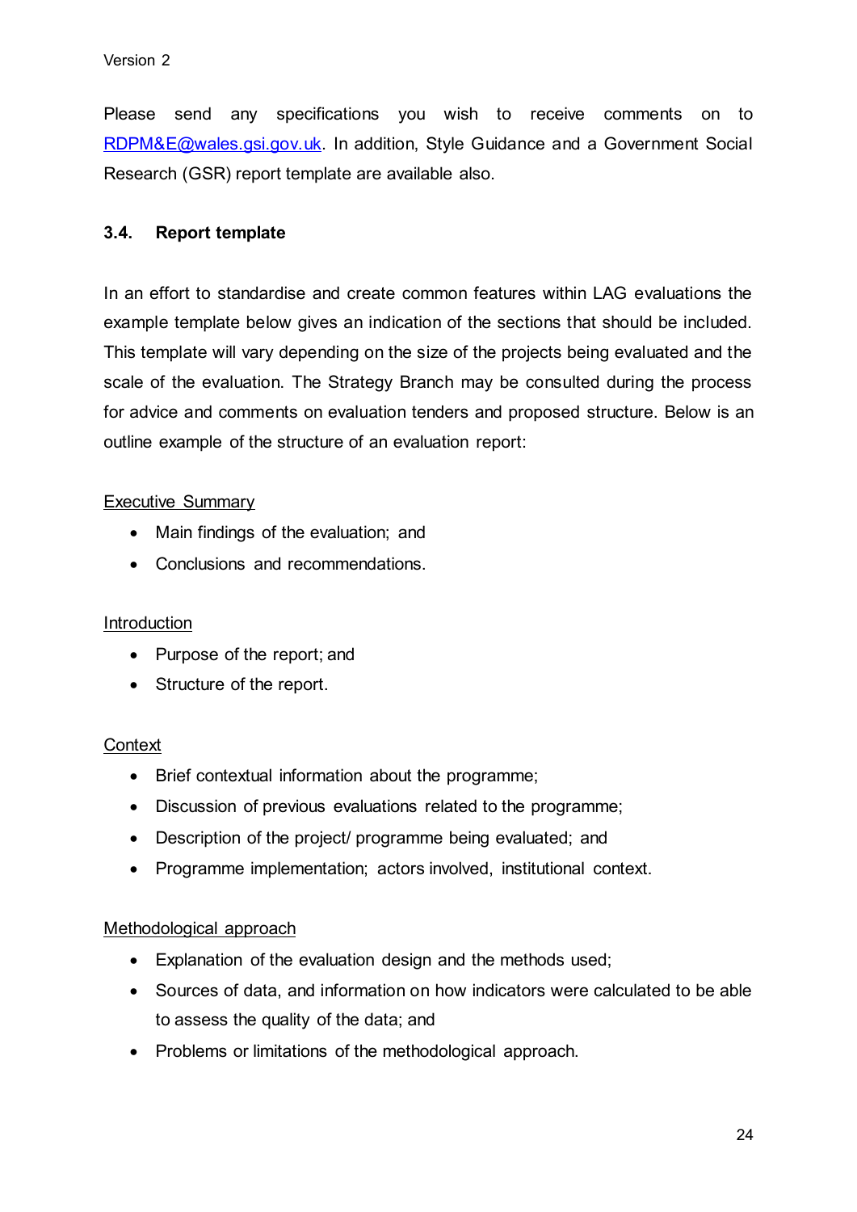Please send any specifications you wish to receive comments on to RDPM&E@wales.gsi.gov.uk. In addition, Style Guidance and a Government Social Research (GSR) report template are available also.

### 3.4. Report template

In an effort to standardise and create common features within LAG evaluations the example template below gives an indication of the sections that should be included. This template will vary depending on the size of the projects being evaluated and the scale of the evaluation. The Strategy Branch may be consulted during the process for advice and comments on evaluation tenders and proposed structure. Below is an outline example of the structure of an evaluation report:

<u>Executive Summary</u>

- Main findings of the evaluation; and
- Conclusions and recommendations.

<u>Introduction</u>

- Purpose of the report; and
- Structure of the report.

<u>Context</u>

- Brief contextual information about the programme;
- Discussion of previous evaluations related to the programme;
- Description of the project/ programme being evaluated; and
- Programme implementation; actors involved, institutional context.

<u>Methodological approach</u>

- Explanation of the evaluation design and the methods used;
- Sources of data, and information on how indicators were calculated to be able to assess the quality of the data; and
- Problems or limitations of the methodological approach.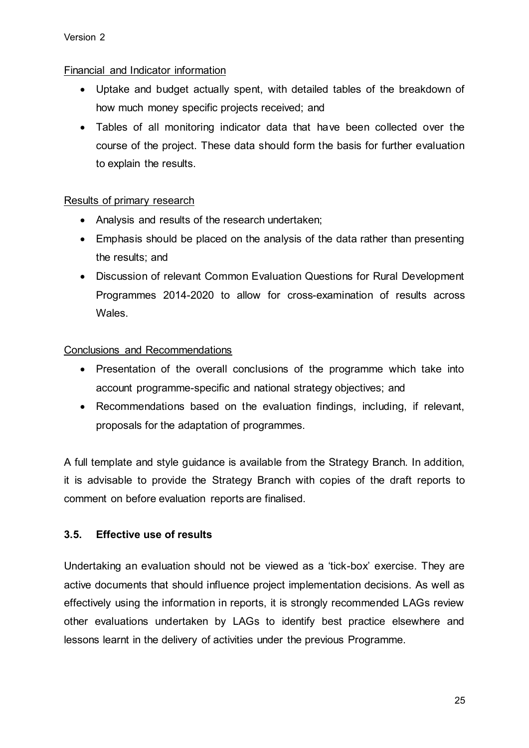Financial and Indicator information

- Uptake and budget actually spent, with detailed tables of the breakdown of how much money specific projects received; and
- Tables of all monitoring indicator data that have been collected over the course of the project. These data should form the basis for further evaluation to explain the results.

Results of primary research

- Analysis and results of the research undertaken;
- Emphasis should be placed on the analysis of the data rather than presenting the results; and
- Discussion of relevant Common Evaluation Questions for Rural Development Programmes 2014-2020 to allow for cross-examination of results across Wales.

Conclusions and Recommendations

- Presentation of the overall conclusions of the programme which take into account programme-specific and national strategy objectives; and
- Recommendations based on the evaluation findings, including, if relevant, proposals for the adaptation of programmes.

A full template and style guidance is available from the Strategy Branch. In addition, it is advisable to provide the Strategy Branch with copies of the draft reports to comment on before evaluation reports are finalised.

### 3.5. Effective use of results

Undertaking an evaluation should not be viewed as a 'tick-box' exercise. They are active documents that should influence project implementation decisions. As well as effectively using the information in reports, it is strongly recommended LAGs review other evaluations undertaken by LAGs to identify best practice elsewhere and lessons learnt in the delivery of activities under the previous Programme.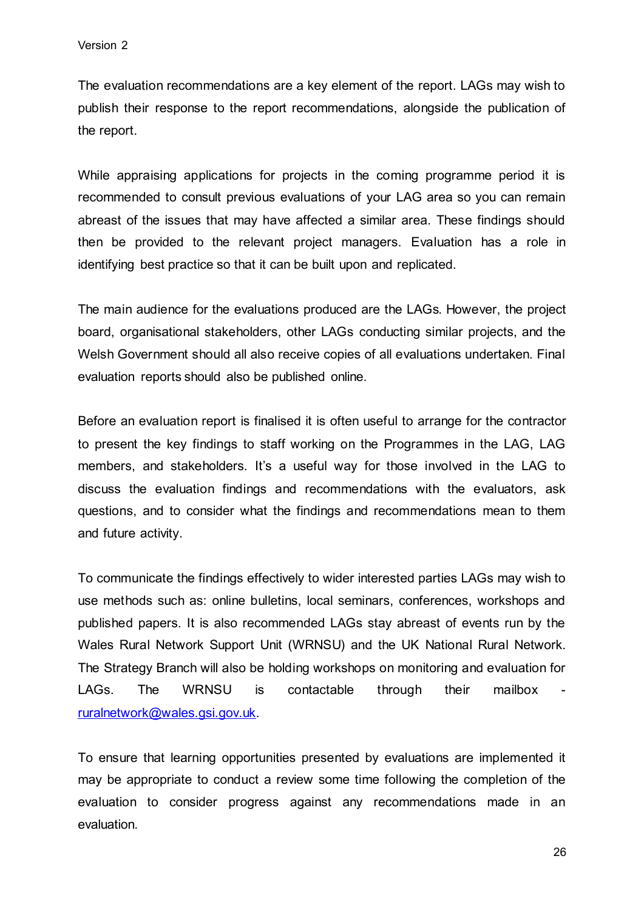The evaluation recommendations are a key element of the report. LAGs may wish to publish their response to the report recommendations, alongside the publication of the report.

While appraising applications for projects in the coming programme period it is recommended to consult previous evaluations of your LAG area so you can remain abreast of the issues that may have affected a similar area. These findings should then be provided to the relevant project managers. Evaluation has a role in identifying best practice so that it can be built upon and replicated.

The main audience for the evaluations produced are the LAGs. However, the project board, organisational stakeholders, other LAGs conducting similar projects, and the Welsh Government should all also receive copies of all evaluations undertaken. Final evaluation reports should also be published online.

Before an evaluation report is finalised it is often useful to arrange for the contractor to present the key findings to staff working on the Programmes in the LAG, LAG members, and stakeholders. It's a useful way for those involved in the LAG to discuss the evaluation findings and recommendations with the evaluators, ask questions, and to consider what the findings and recommendations mean to them and future activity.

To communicate the findings effectively to wider interested parties LAGs may wish to use methods such as: online bulletins, local seminars, conferences, workshops and published papers. It is also recommended LAGs stay abreast of events run by the Wales Rural Network Support Unit (WRNSU) and the UK National Rural Network. The Strategy Branch will also be holding workshops on monitoring and evaluation for LAGs. The WRNSU is contactable through their mailbox - ruralnetwork@wales.gsi.gov.uk.

To ensure that learning opportunities presented by evaluations are implemented it may be appropriate to conduct a review some time following the completion of the evaluation to consider progress against any recommendations made in an evaluation.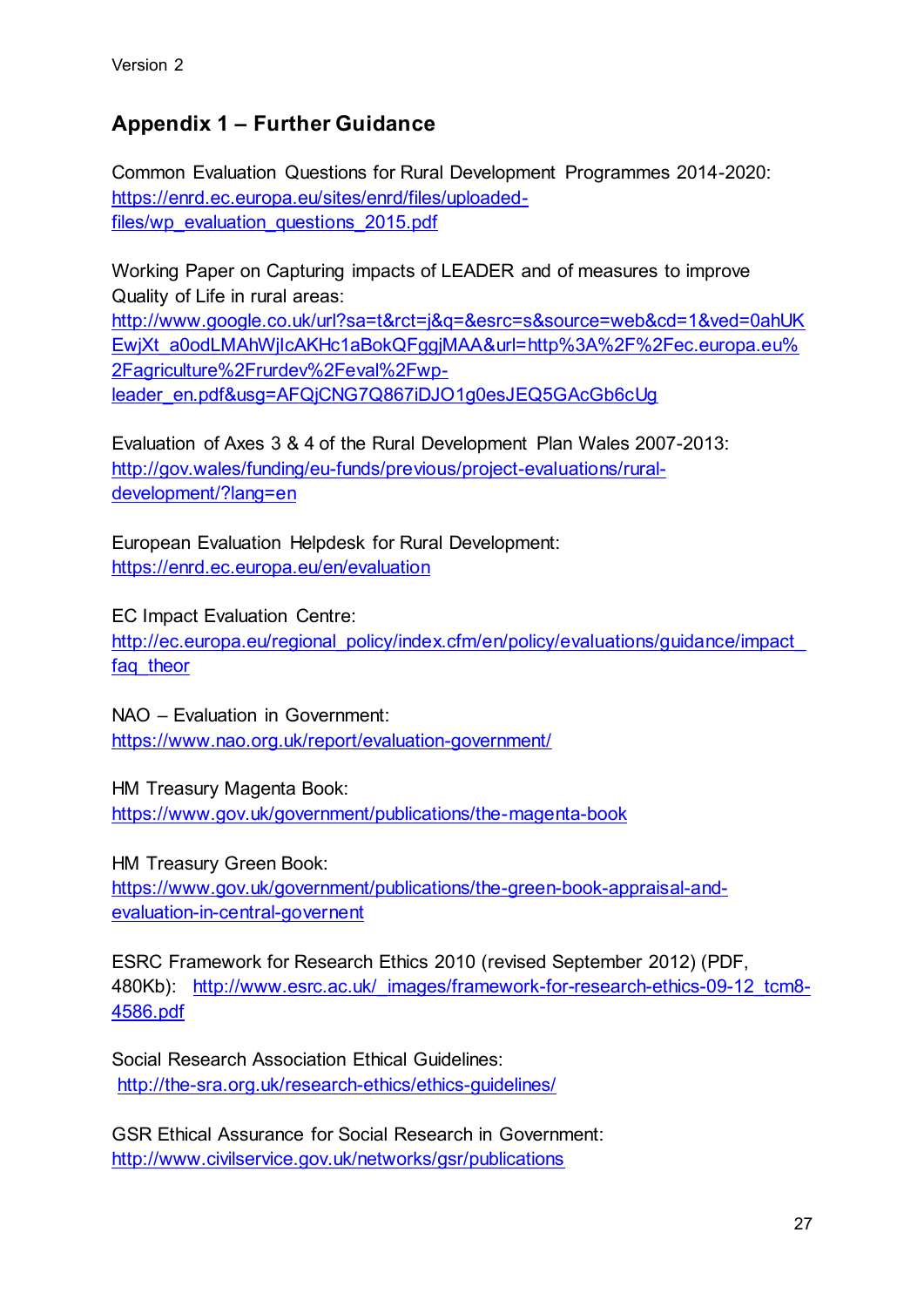## Appendix 1 – Further Guidance

Common Evaluation Questions for Rural Development Programmes 2014-2020:
https://enrd.ec.europa.eu/sites/enrd/files/uploaded-files/wp_evaluation_questions_2015.pdf

Working Paper on Capturing impacts of LEADER and of measures to improve Quality of Life in rural areas:
http://www.google.co.uk/url?sa=t&rct=j&q=&esrc=s&source=web&cd=1&ved=0ahUKEwjXt_a0odLMAhWjIcAKHc1aBokQFggjMAA&url=http%3A%2F%2Fec.europa.eu%2Fagriculture%2Frurdev%2Feval%2Fwp-leader_en.pdf&usg=AFQjCNG7Q867iDJO1g0esJEQ5GAcGb6cUg

Evaluation of Axes 3 & 4 of the Rural Development Plan Wales 2007-2013:
http://gov.wales/funding/eu-funds/previous/project-evaluations/rural-development/?lang=en

European Evaluation Helpdesk for Rural Development:
https://enrd.ec.europa.eu/en/evaluation

EC Impact Evaluation Centre:
http://ec.europa.eu/regional_policy/index.cfm/en/policy/evaluations/guidance/impact_faq_theor

NAO – Evaluation in Government:
https://www.nao.org.uk/report/evaluation-government/

HM Treasury Magenta Book:
https://www.gov.uk/government/publications/the-magenta-book

HM Treasury Green Book:
https://www.gov.uk/government/publications/the-green-book-appraisal-and-evaluation-in-central-governent

ESRC Framework for Research Ethics 2010 (revised September 2012) (PDF, 480Kb): http://www.esrc.ac.uk/_images/framework-for-research-ethics-09-12_tcm8-4586.pdf

Social Research Association Ethical Guidelines:
http://the-sra.org.uk/research-ethics/ethics-guidelines/

GSR Ethical Assurance for Social Research in Government:
http://www.civilservice.gov.uk/networks/gsr/publications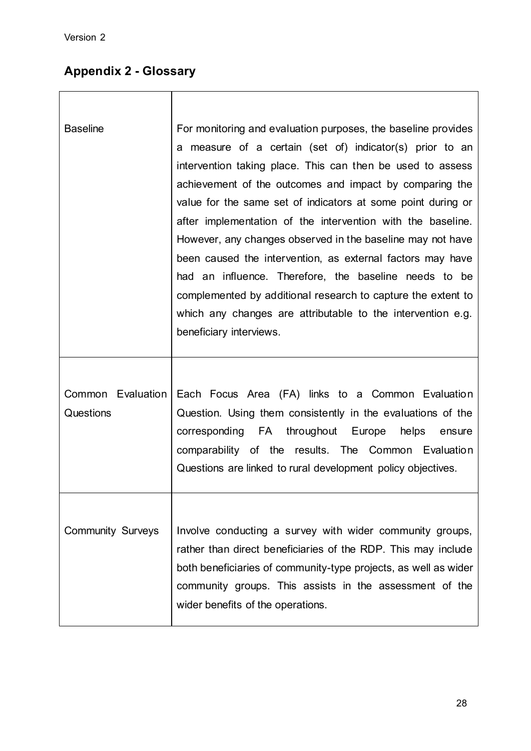## Appendix 2 - Glossary

| | |
|---|---|
| Baseline | For monitoring and evaluation purposes, the baseline provides a measure of a certain (set of) indicator(s) prior to an intervention taking place. This can then be used to assess achievement of the outcomes and impact by comparing the value for the same set of indicators at some point during or after implementation of the intervention with the baseline. However, any changes observed in the baseline may not have been caused the intervention, as external factors may have had an influence. Therefore, the baseline needs to be complemented by additional research to capture the extent to which any changes are attributable to the intervention e.g. beneficiary interviews. |
| Common Evaluation Questions | Each Focus Area (FA) links to a Common Evaluation Question. Using them consistently in the evaluations of the corresponding FA throughout Europe helps ensure comparability of the results. The Common Evaluation Questions are linked to rural development policy objectives. |
| Community Surveys | Involve conducting a survey with wider community groups, rather than direct beneficiaries of the RDP. This may include both beneficiaries of community-type projects, as well as wider community groups. This assists in the assessment of the wider benefits of the operations. |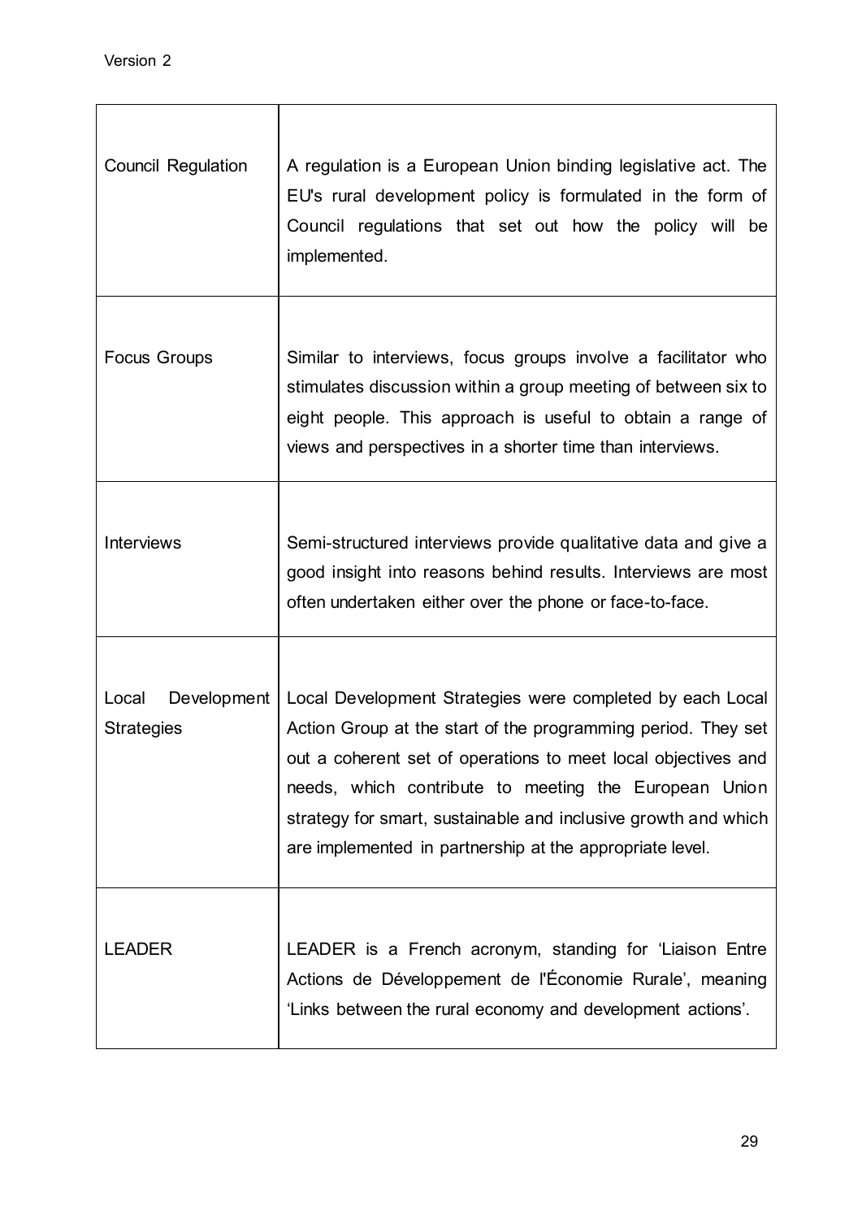| | |
|---|---|
| Council Regulation | A regulation is a European Union binding legislative act. The EU's rural development policy is formulated in the form of Council regulations that set out how the policy will be implemented. |
| Focus Groups | Similar to interviews, focus groups involve a facilitator who stimulates discussion within a group meeting of between six to eight people. This approach is useful to obtain a range of views and perspectives in a shorter time than interviews. |
| Interviews | Semi-structured interviews provide qualitative data and give a good insight into reasons behind results. Interviews are most often undertaken either over the phone or face-to-face. |
| Local Development Strategies | Local Development Strategies were completed by each Local Action Group at the start of the programming period. They set out a coherent set of operations to meet local objectives and needs, which contribute to meeting the European Union strategy for smart, sustainable and inclusive growth and which are implemented in partnership at the appropriate level. |
| LEADER | LEADER is a French acronym, standing for 'Liaison Entre Actions de Développement de l'Économie Rurale', meaning 'Links between the rural economy and development actions'. |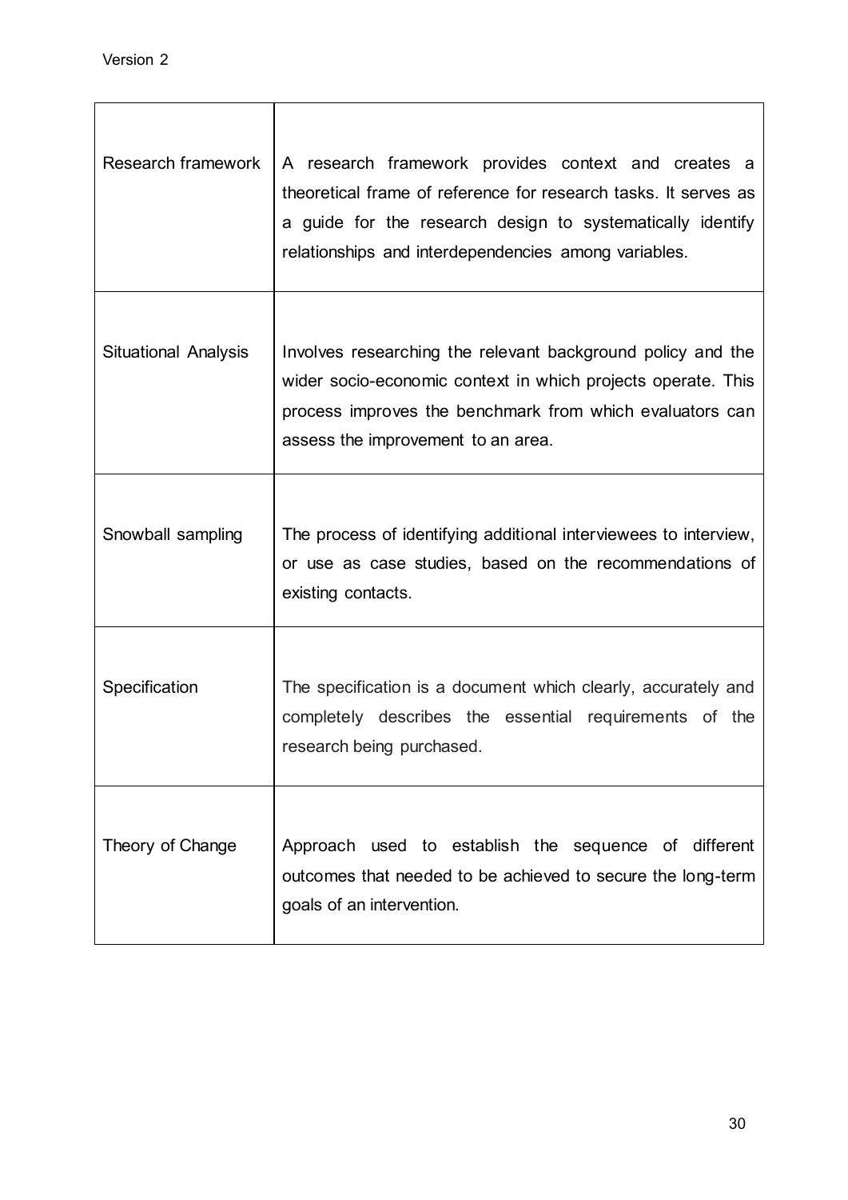| | |
|---|---|
| Research framework | A research framework provides context and creates a theoretical frame of reference for research tasks. It serves as a guide for the research design to systematically identify relationships and interdependencies among variables. |
| Situational Analysis | Involves researching the relevant background policy and the wider socio-economic context in which projects operate. This process improves the benchmark from which evaluators can assess the improvement to an area. |
| Snowball sampling | The process of identifying additional interviewees to interview, or use as case studies, based on the recommendations of existing contacts. |
| Specification | The specification is a document which clearly, accurately and completely describes the essential requirements of the research being purchased. |
| Theory of Change | Approach used to establish the sequence of different outcomes that needed to be achieved to secure the long-term goals of an intervention. |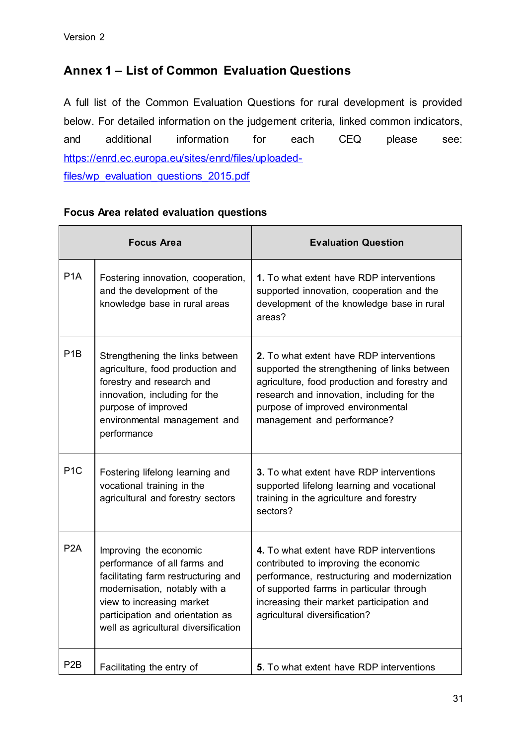Version 2

## Annex 1 – List of Common Evaluation Questions

A full list of the Common Evaluation Questions for rural development is provided below. For detailed information on the judgement criteria, linked common indicators, and additional information for each CEQ please see: [https://enrd.ec.europa.eu/sites/enrd/files/uploaded-files/wp_evaluation_questions_2015.pdf](https://enrd.ec.europa.eu/sites/enrd/files/uploaded-files/wp_evaluation_questions_2015.pdf)

### Focus Area related evaluation questions

| Focus Area | | Evaluation Question |
| --- | --- | --- |
| P1A | Fostering innovation, cooperation, and the development of the knowledge base in rural areas | **1.** To what extent have RDP interventions supported innovation, cooperation and the development of the knowledge base in rural areas? |
| P1B | Strengthening the links between agriculture, food production and forestry and research and innovation, including for the purpose of improved environmental management and performance | **2.** To what extent have RDP interventions supported the strengthening of links between agriculture, food production and forestry and research and innovation, including for the purpose of improved environmental management and performance? |
| P1C | Fostering lifelong learning and vocational training in the agricultural and forestry sectors | **3.** To what extent have RDP interventions supported lifelong learning and vocational training in the agriculture and forestry sectors? |
| P2A | Improving the economic performance of all farms and facilitating farm restructuring and modernisation, notably with a view to increasing market participation and orientation as well as agricultural diversification | **4.** To what extent have RDP interventions contributed to improving the economic performance, restructuring and modernization of supported farms in particular through increasing their market participation and agricultural diversification? |
| P2B | Facilitating the entry of | **5**. To what extent have RDP interventions |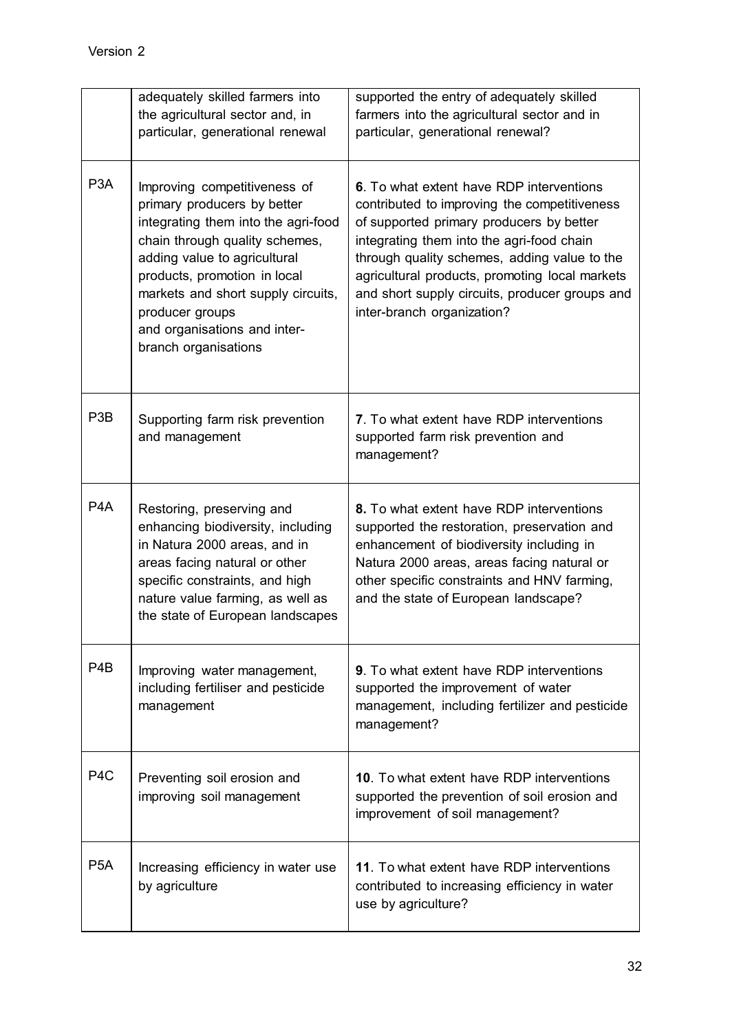| | | |
|---|---|---|
| | adequately skilled farmers into the agricultural sector and, in particular, generational renewal | supported the entry of adequately skilled farmers into the agricultural sector and in particular, generational renewal? |
| P3A | Improving competitiveness of primary producers by better integrating them into the agri-food chain through quality schemes, adding value to agricultural products, promotion in local markets and short supply circuits, producer groups and organisations and inter-branch organisations | **6**. To what extent have RDP interventions contributed to improving the competitiveness of supported primary producers by better integrating them into the agri-food chain through quality schemes, adding value to the agricultural products, promoting local markets and short supply circuits, producer groups and inter-branch organization? |
| P3B | Supporting farm risk prevention and management | **7**. To what extent have RDP interventions supported farm risk prevention and management? |
| P4A | Restoring, preserving and enhancing biodiversity, including in Natura 2000 areas, and in areas facing natural or other specific constraints, and high nature value farming, as well as the state of European landscapes | **8.** To what extent have RDP interventions supported the restoration, preservation and enhancement of biodiversity including in Natura 2000 areas, areas facing natural or other specific constraints and HNV farming, and the state of European landscape? |
| P4B | Improving water management, including fertiliser and pesticide management | **9**. To what extent have RDP interventions supported the improvement of water management, including fertilizer and pesticide management? |
| P4C | Preventing soil erosion and improving soil management | **10**. To what extent have RDP interventions supported the prevention of soil erosion and improvement of soil management? |
| P5A | Increasing efficiency in water use by agriculture | **11**. To what extent have RDP interventions contributed to increasing efficiency in water use by agriculture? |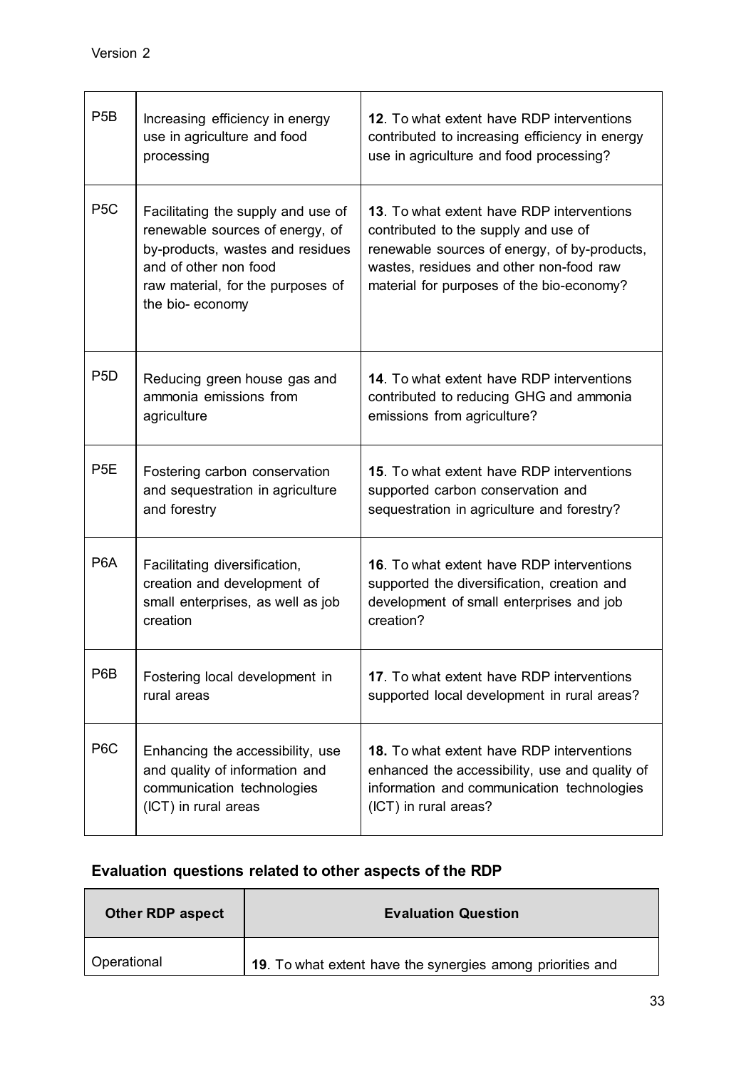| | | |
|---|---|---|
| P5B | Increasing efficiency in energy use in agriculture and food processing | **12**. To what extent have RDP interventions contributed to increasing efficiency in energy use in agriculture and food processing? |
| P5C | Facilitating the supply and use of renewable sources of energy, of by-products, wastes and residues and of other non food raw material, for the purposes of the bio- economy | **13**. To what extent have RDP interventions contributed to the supply and use of renewable sources of energy, of by-products, wastes, residues and other non-food raw material for purposes of the bio-economy? |
| P5D | Reducing green house gas and ammonia emissions from agriculture | **14**. To what extent have RDP interventions contributed to reducing GHG and ammonia emissions from agriculture? |
| P5E | Fostering carbon conservation and sequestration in agriculture and forestry | **15**. To what extent have RDP interventions supported carbon conservation and sequestration in agriculture and forestry? |
| P6A | Facilitating diversification, creation and development of small enterprises, as well as job creation | **16**. To what extent have RDP interventions supported the diversification, creation and development of small enterprises and job creation? |
| P6B | Fostering local development in rural areas | **17**. To what extent have RDP interventions supported local development in rural areas? |
| P6C | Enhancing the accessibility, use and quality of information and communication technologies (ICT) in rural areas | **18.** To what extent have RDP interventions enhanced the accessibility, use and quality of information and communication technologies (ICT) in rural areas? |

## Evaluation questions related to other aspects of the RDP

| Other RDP aspect | Evaluation Question |
|---|---|
| Operational | **19**. To what extent have the synergies among priorities and |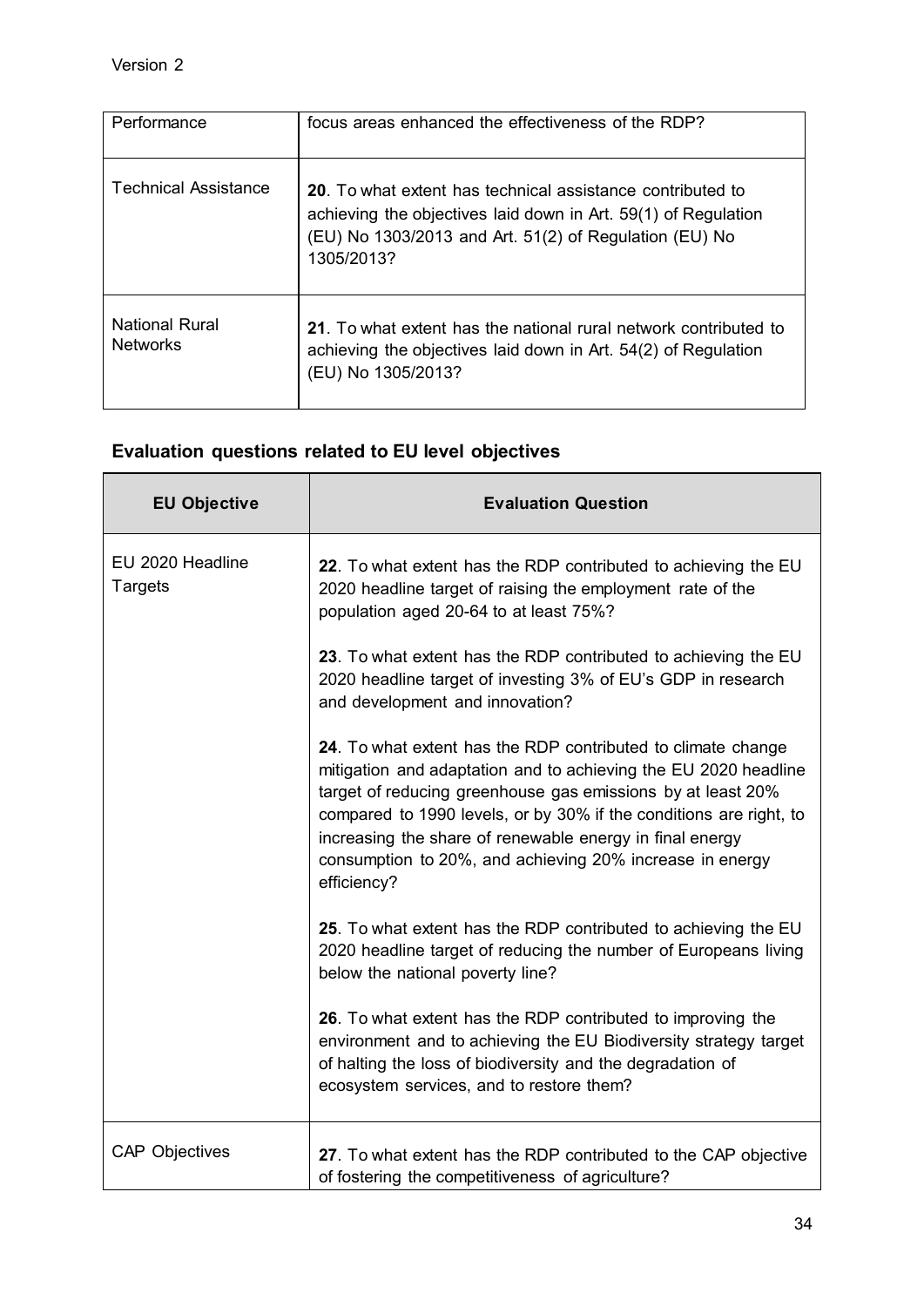| | |
|---|---|
| Performance | focus areas enhanced the effectiveness of the RDP? |
| Technical Assistance | **20**. To what extent has technical assistance contributed to achieving the objectives laid down in Art. 59(1) of Regulation (EU) No 1303/2013 and Art. 51(2) of Regulation (EU) No 1305/2013? |
| National Rural Networks | **21**. To what extent has the national rural network contributed to achieving the objectives laid down in Art. 54(2) of Regulation (EU) No 1305/2013? |

## Evaluation questions related to EU level objectives

| EU Objective | Evaluation Question |
|---|---|
| EU 2020 Headline Targets | **22**. To what extent has the RDP contributed to achieving the EU 2020 headline target of raising the employment rate of the population aged 20-64 to at least 75%?<br><br>**23**. To what extent has the RDP contributed to achieving the EU 2020 headline target of investing 3% of EU's GDP in research and development and innovation?<br><br>**24**. To what extent has the RDP contributed to climate change mitigation and adaptation and to achieving the EU 2020 headline target of reducing greenhouse gas emissions by at least 20% compared to 1990 levels, or by 30% if the conditions are right, to increasing the share of renewable energy in final energy consumption to 20%, and achieving 20% increase in energy efficiency?<br><br>**25**. To what extent has the RDP contributed to achieving the EU 2020 headline target of reducing the number of Europeans living below the national poverty line?<br><br>**26**. To what extent has the RDP contributed to improving the environment and to achieving the EU Biodiversity strategy target of halting the loss of biodiversity and the degradation of ecosystem services, and to restore them? |
| CAP Objectives | **27**. To what extent has the RDP contributed to the CAP objective of fostering the competitiveness of agriculture? |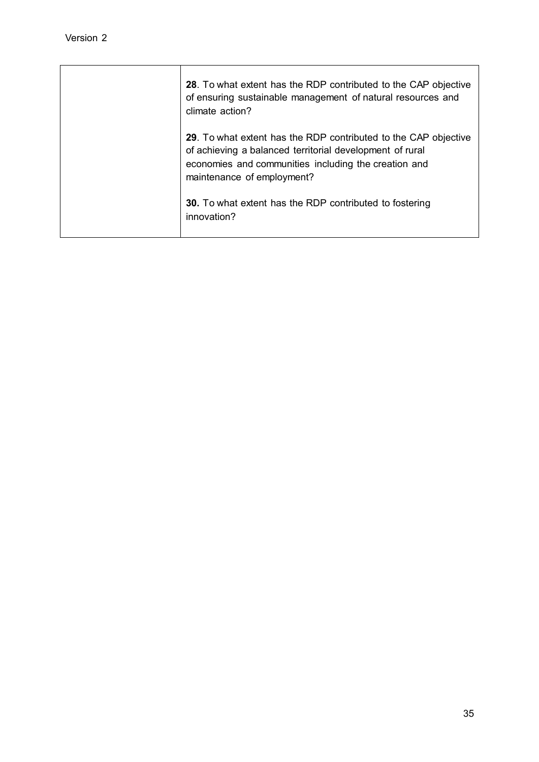| | |
|---|---|
| | **28**. To what extent has the RDP contributed to the CAP objective of ensuring sustainable management of natural resources and climate action?<br><br>**29**. To what extent has the RDP contributed to the CAP objective of achieving a balanced territorial development of rural economies and communities including the creation and maintenance of employment?<br><br>**30.** To what extent has the RDP contributed to fostering innovation? |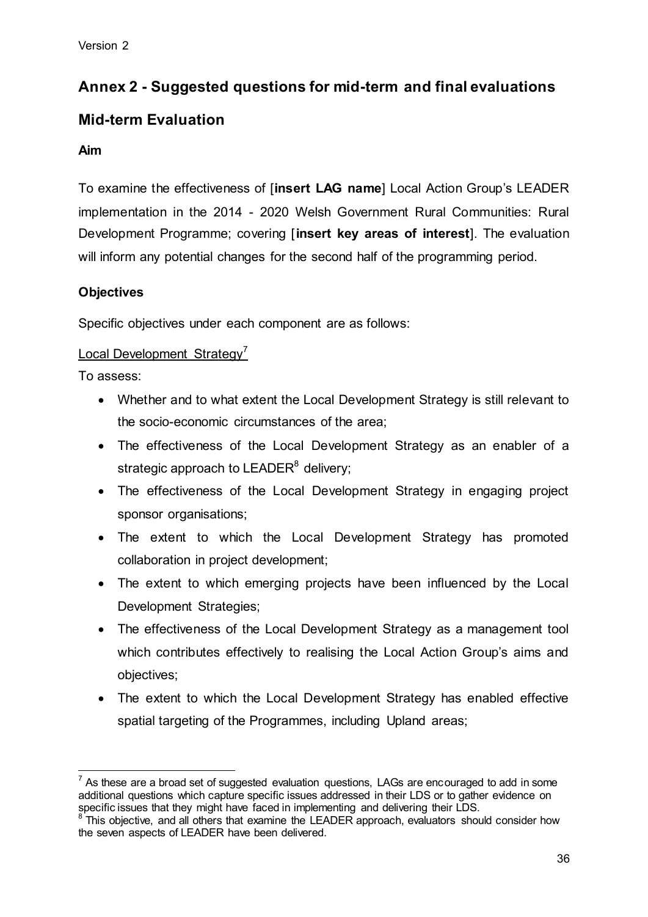# Annex 2 - Suggested questions for mid-term and final evaluations

## Mid-term Evaluation

### Aim

To examine the effectiveness of [**insert LAG name**] Local Action Group's LEADER implementation in the 2014 - 2020 Welsh Government Rural Communities: Rural Development Programme; covering [**insert key areas of interest**]. The evaluation will inform any potential changes for the second half of the programming period.

### Objectives

Specific objectives under each component are as follows:

Local Development Strategy[7]

To assess:

- Whether and to what extent the Local Development Strategy is still relevant to the socio-economic circumstances of the area;
- The effectiveness of the Local Development Strategy as an enabler of a strategic approach to LEADER[8] delivery;
- The effectiveness of the Local Development Strategy in engaging project sponsor organisations;
- The extent to which the Local Development Strategy has promoted collaboration in project development;
- The extent to which emerging projects have been influenced by the Local Development Strategies;
- The effectiveness of the Local Development Strategy as a management tool which contributes effectively to realising the Local Action Group's aims and objectives;
- The extent to which the Local Development Strategy has enabled effective spatial targeting of the Programmes, including Upland areas;

---

[7] As these are a broad set of suggested evaluation questions, LAGs are encouraged to add in some additional questions which capture specific issues addressed in their LDS or to gather evidence on specific issues that they might have faced in implementing and delivering their LDS.

[8] This objective, and all others that examine the LEADER approach, evaluators should consider how the seven aspects of LEADER have been delivered.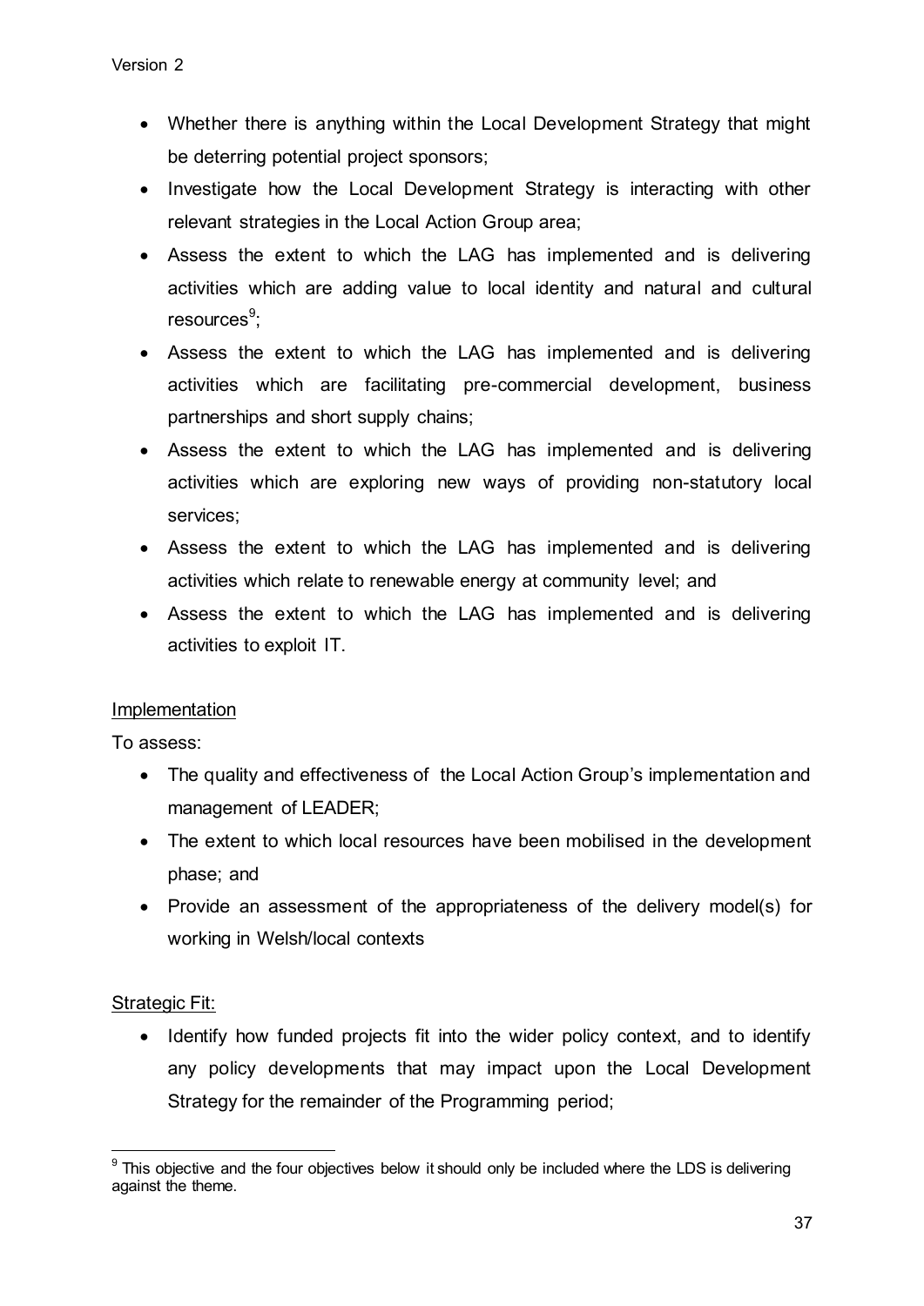- Whether there is anything within the Local Development Strategy that might be deterring potential project sponsors;
- Investigate how the Local Development Strategy is interacting with other relevant strategies in the Local Action Group area;
- Assess the extent to which the LAG has implemented and is delivering activities which are adding value to local identity and natural and cultural resources[9];
- Assess the extent to which the LAG has implemented and is delivering activities which are facilitating pre-commercial development, business partnerships and short supply chains;
- Assess the extent to which the LAG has implemented and is delivering activities which are exploring new ways of providing non-statutory local services;
- Assess the extent to which the LAG has implemented and is delivering activities which relate to renewable energy at community level; and
- Assess the extent to which the LAG has implemented and is delivering activities to exploit IT.

<u>Implementation</u>

To assess:

- The quality and effectiveness of the Local Action Group's implementation and management of LEADER;
- The extent to which local resources have been mobilised in the development phase; and
- Provide an assessment of the appropriateness of the delivery model(s) for working in Welsh/local contexts

<u>Strategic Fit:</u>

- Identify how funded projects fit into the wider policy context, and to identify any policy developments that may impact upon the Local Development Strategy for the remainder of the Programming period;

---

[9] This objective and the four objectives below it should only be included where the LDS is delivering against the theme.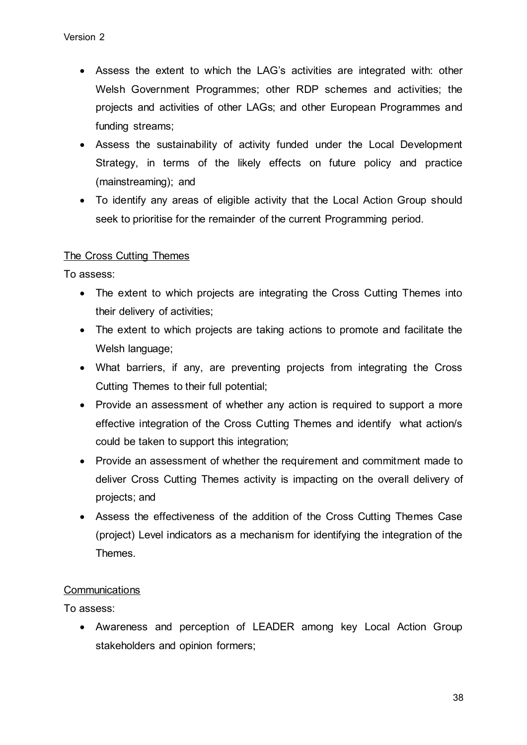- Assess the extent to which the LAG's activities are integrated with: other Welsh Government Programmes; other RDP schemes and activities; the projects and activities of other LAGs; and other European Programmes and funding streams;
- Assess the sustainability of activity funded under the Local Development Strategy, in terms of the likely effects on future policy and practice (mainstreaming); and
- To identify any areas of eligible activity that the Local Action Group should seek to prioritise for the remainder of the current Programming period.

<u>The Cross Cutting Themes</u>

To assess:

- The extent to which projects are integrating the Cross Cutting Themes into their delivery of activities;
- The extent to which projects are taking actions to promote and facilitate the Welsh language;
- What barriers, if any, are preventing projects from integrating the Cross Cutting Themes to their full potential;
- Provide an assessment of whether any action is required to support a more effective integration of the Cross Cutting Themes and identify what action/s could be taken to support this integration;
- Provide an assessment of whether the requirement and commitment made to deliver Cross Cutting Themes activity is impacting on the overall delivery of projects; and
- Assess the effectiveness of the addition of the Cross Cutting Themes Case (project) Level indicators as a mechanism for identifying the integration of the Themes.

<u>Communications</u>

To assess:

- Awareness and perception of LEADER among key Local Action Group stakeholders and opinion formers;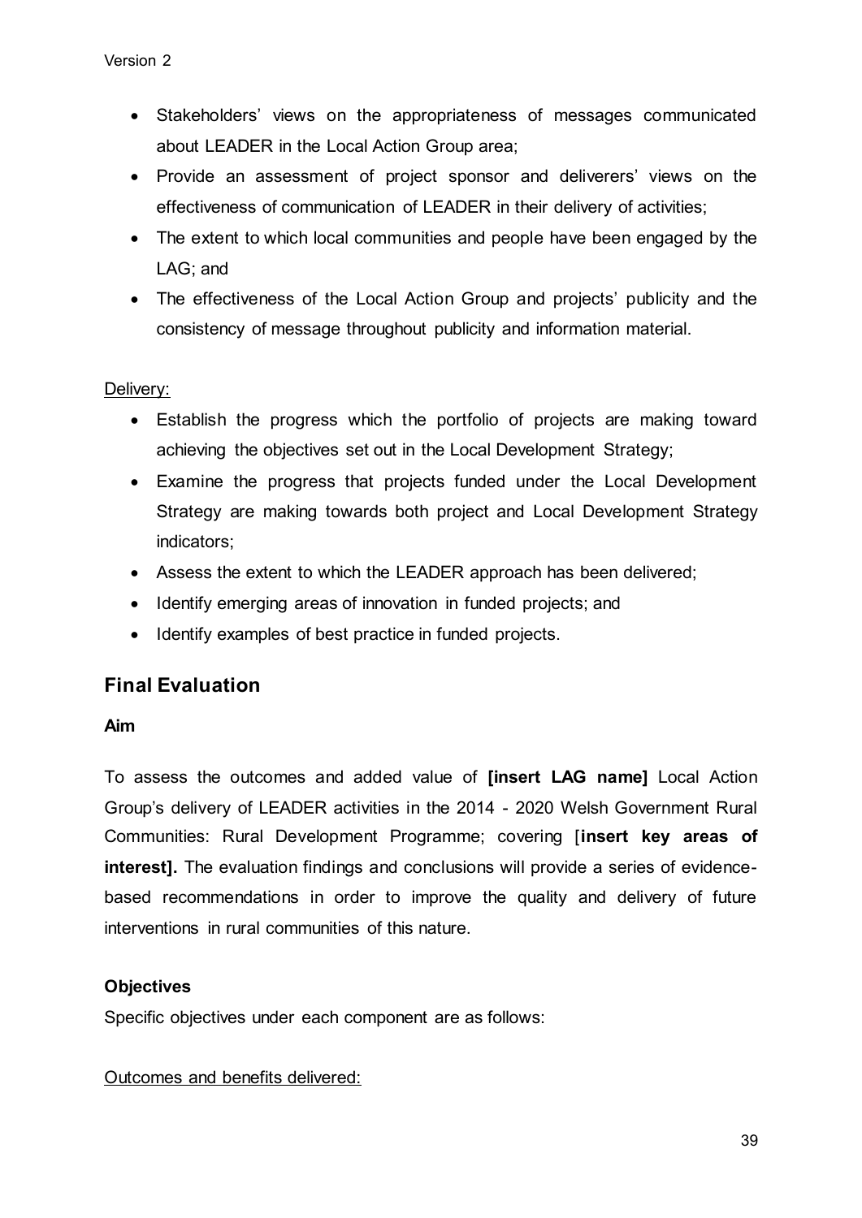- Stakeholders' views on the appropriateness of messages communicated about LEADER in the Local Action Group area;
- Provide an assessment of project sponsor and deliverers' views on the effectiveness of communication of LEADER in their delivery of activities;
- The extent to which local communities and people have been engaged by the LAG; and
- The effectiveness of the Local Action Group and projects' publicity and the consistency of message throughout publicity and information material.

<u>Delivery:</u>

- Establish the progress which the portfolio of projects are making toward achieving the objectives set out in the Local Development Strategy;
- Examine the progress that projects funded under the Local Development Strategy are making towards both project and Local Development Strategy indicators;
- Assess the extent to which the LEADER approach has been delivered;
- Identify emerging areas of innovation in funded projects; and
- Identify examples of best practice in funded projects.

## Final Evaluation

**Aim**

To assess the outcomes and added value of **[insert LAG name]** Local Action Group's delivery of LEADER activities in the 2014 - 2020 Welsh Government Rural Communities: Rural Development Programme; covering [**insert key areas of interest].** The evaluation findings and conclusions will provide a series of evidence-based recommendations in order to improve the quality and delivery of future interventions in rural communities of this nature.

**Objectives**

Specific objectives under each component are as follows:

<u>Outcomes and benefits delivered:</u>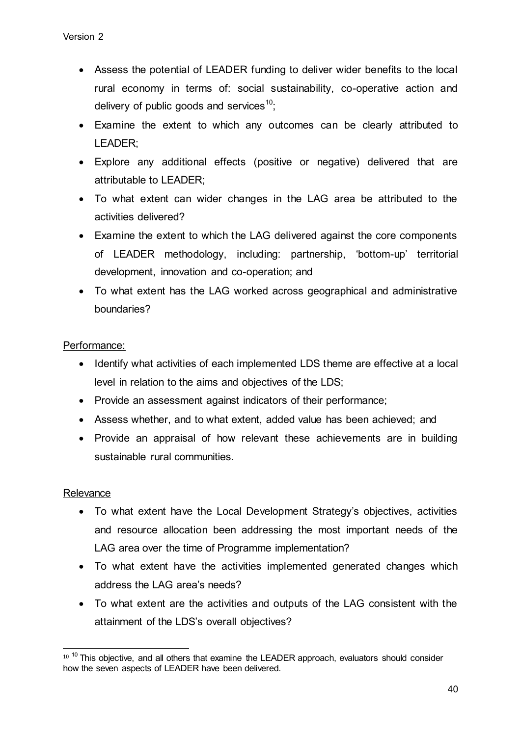- Assess the potential of LEADER funding to deliver wider benefits to the local rural economy in terms of: social sustainability, co-operative action and delivery of public goods and services[10];
- Examine the extent to which any outcomes can be clearly attributed to LEADER;
- Explore any additional effects (positive or negative) delivered that are attributable to LEADER;
- To what extent can wider changes in the LAG area be attributed to the activities delivered?
- Examine the extent to which the LAG delivered against the core components of LEADER methodology, including: partnership, 'bottom-up' territorial development, innovation and co-operation; and
- To what extent has the LAG worked across geographical and administrative boundaries?

Performance:

- Identify what activities of each implemented LDS theme are effective at a local level in relation to the aims and objectives of the LDS;
- Provide an assessment against indicators of their performance;
- Assess whether, and to what extent, added value has been achieved; and
- Provide an appraisal of how relevant these achievements are in building sustainable rural communities.

Relevance

- To what extent have the Local Development Strategy's objectives, activities and resource allocation been addressing the most important needs of the LAG area over the time of Programme implementation?
- To what extent have the activities implemented generated changes which address the LAG area's needs?
- To what extent are the activities and outputs of the LAG consistent with the attainment of the LDS's overall objectives?

---

[10] [10] This objective, and all others that examine the LEADER approach, evaluators should consider how the seven aspects of LEADER have been delivered.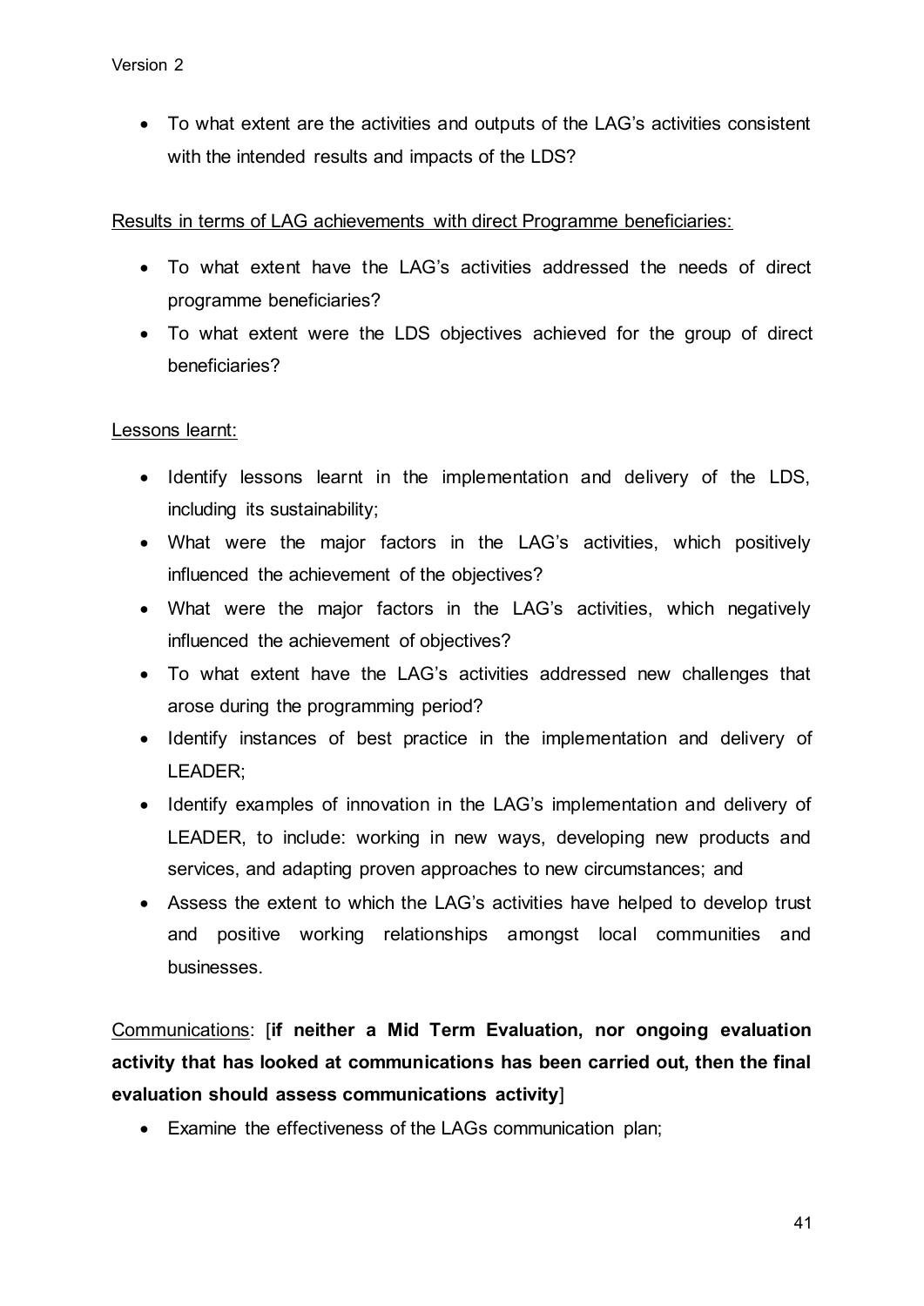- To what extent are the activities and outputs of the LAG's activities consistent with the intended results and impacts of the LDS?

Results in terms of LAG achievements with direct Programme beneficiaries:

- To what extent have the LAG's activities addressed the needs of direct programme beneficiaries?
- To what extent were the LDS objectives achieved for the group of direct beneficiaries?

Lessons learnt:

- Identify lessons learnt in the implementation and delivery of the LDS, including its sustainability;
- What were the major factors in the LAG's activities, which positively influenced the achievement of the objectives?
- What were the major factors in the LAG's activities, which negatively influenced the achievement of objectives?
- To what extent have the LAG's activities addressed new challenges that arose during the programming period?
- Identify instances of best practice in the implementation and delivery of LEADER;
- Identify examples of innovation in the LAG's implementation and delivery of LEADER, to include: working in new ways, developing new products and services, and adapting proven approaches to new circumstances; and
- Assess the extent to which the LAG's activities have helped to develop trust and positive working relationships amongst local communities and businesses.

Communications: [**if neither a Mid Term Evaluation, nor ongoing evaluation activity that has looked at communications has been carried out, then the final evaluation should assess communications activity**]

- Examine the effectiveness of the LAGs communication plan;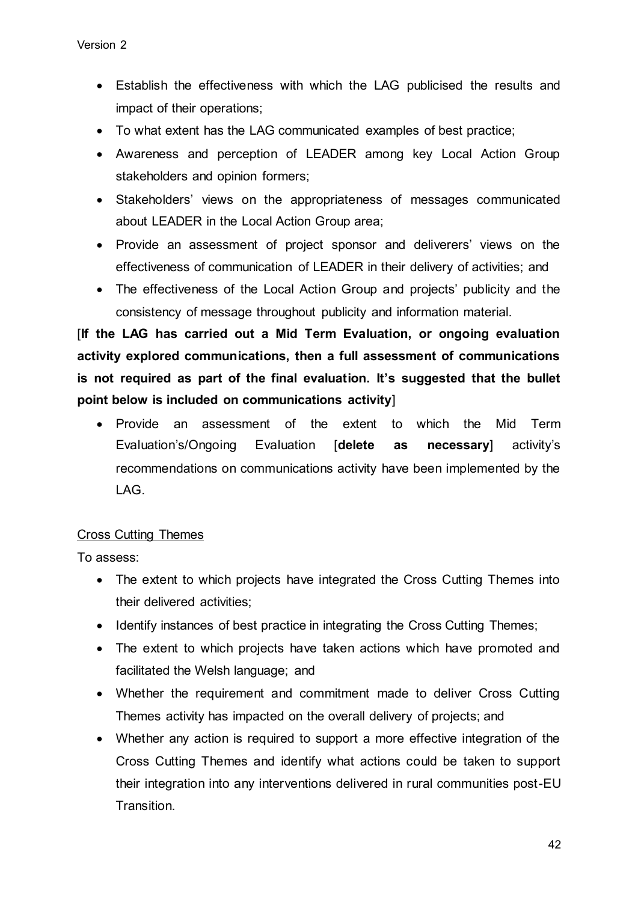- Establish the effectiveness with which the LAG publicised the results and impact of their operations;
- To what extent has the LAG communicated examples of best practice;
- Awareness and perception of LEADER among key Local Action Group stakeholders and opinion formers;
- Stakeholders' views on the appropriateness of messages communicated about LEADER in the Local Action Group area;
- Provide an assessment of project sponsor and deliverers' views on the effectiveness of communication of LEADER in their delivery of activities; and
- The effectiveness of the Local Action Group and projects' publicity and the consistency of message throughout publicity and information material.

[**If the LAG has carried out a Mid Term Evaluation, or ongoing evaluation activity explored communications, then a full assessment of communications is not required as part of the final evaluation. It's suggested that the bullet point below is included on communications activity**]

- Provide an assessment of the extent to which the Mid Term Evaluation's/Ongoing Evaluation [**delete as necessary**] activity's recommendations on communications activity have been implemented by the LAG.

<u>Cross Cutting Themes</u>

To assess:

- The extent to which projects have integrated the Cross Cutting Themes into their delivered activities;
- Identify instances of best practice in integrating the Cross Cutting Themes;
- The extent to which projects have taken actions which have promoted and facilitated the Welsh language; and
- Whether the requirement and commitment made to deliver Cross Cutting Themes activity has impacted on the overall delivery of projects; and
- Whether any action is required to support a more effective integration of the Cross Cutting Themes and identify what actions could be taken to support their integration into any interventions delivered in rural communities post-EU Transition.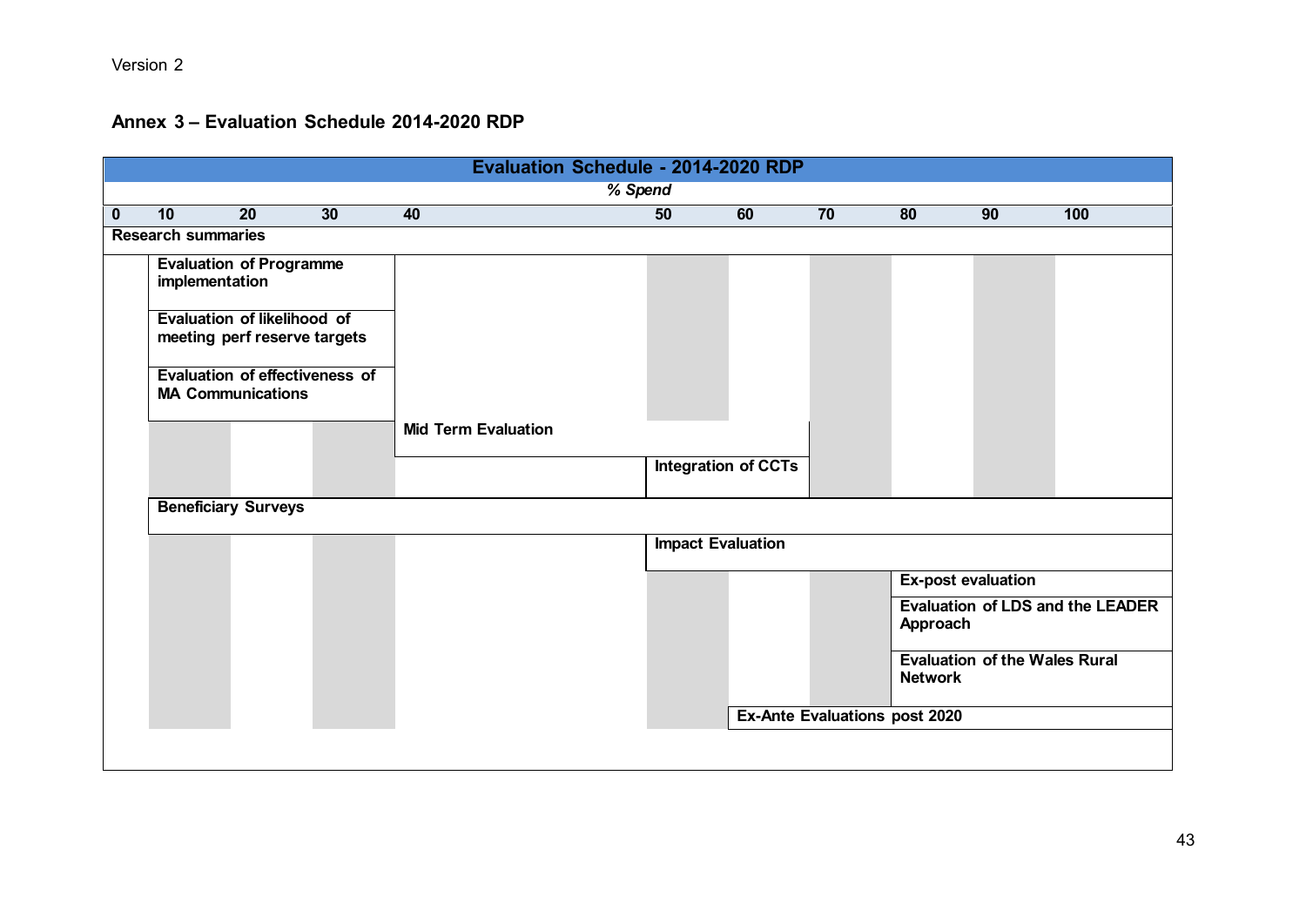Version 2

## Annex 3 – Evaluation Schedule 2014-2020 RDP

**Evaluation Schedule - 2014-2020 RDP**

*% Spend*

0 10 20 30 40 50 60 70 80 90 100

**Research summaries**

**Evaluation of Programme implementation**

**Evaluation of likelihood of meeting perf reserve targets**

**Evaluation of effectiveness of MA Communications**

**Mid Term Evaluation**

**Integration of CCTs**

**Beneficiary Surveys**

**Impact Evaluation**

**Ex-post evaluation**

**Evaluation of LDS and the LEADER Approach**

**Evaluation of the Wales Rural Network**

**Ex-Ante Evaluations post 2020**